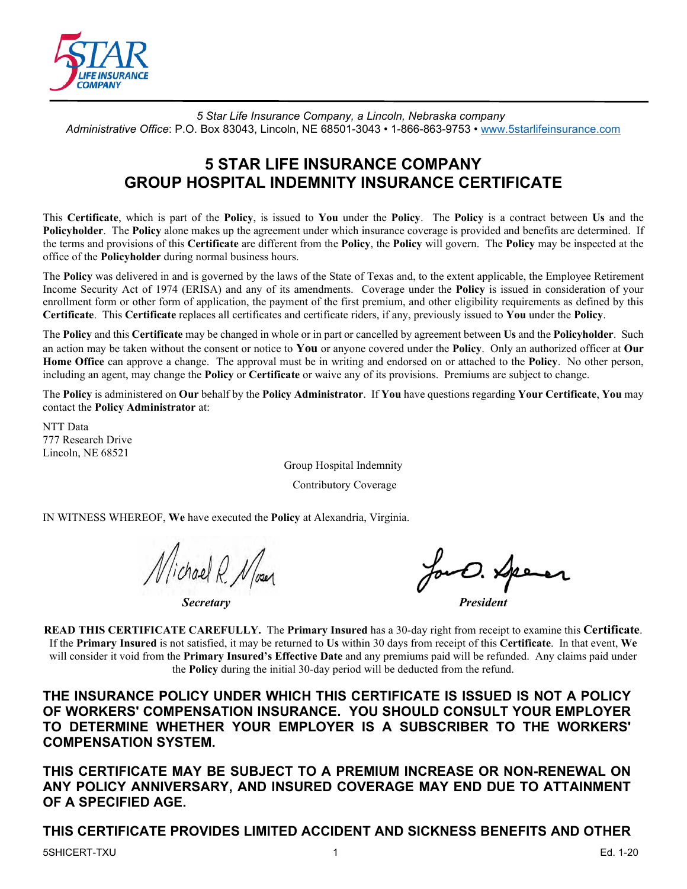*5 Star Life Insurance Company, a Lincoln, Nebraska company*
*Administrative Office*: P.O. Box 83043, Lincoln, NE 68501-3043 • 1-866-863-9753 • www.5starlifeinsurance.com

# 5 STAR LIFE INSURANCE COMPANY GROUP HOSPITAL INDEMNITY INSURANCE CERTIFICATE

This **Certificate**, which is part of the **Policy**, is issued to **You** under the **Policy**. The **Policy** is a contract between **Us** and the **Policyholder**. The **Policy** alone makes up the agreement under which insurance coverage is provided and benefits are determined. If the terms and provisions of this **Certificate** are different from the **Policy**, the **Policy** will govern. The **Policy** may be inspected at the office of the **Policyholder** during normal business hours.

The **Policy** was delivered in and is governed by the laws of the State of Texas and, to the extent applicable, the Employee Retirement Income Security Act of 1974 (ERISA) and any of its amendments. Coverage under the **Policy** is issued in consideration of your enrollment form or other form of application, the payment of the first premium, and other eligibility requirements as defined by this **Certificate**. This **Certificate** replaces all certificates and certificate riders, if any, previously issued to **You** under the **Policy**.

The **Policy** and this **Certificate** may be changed in whole or in part or cancelled by agreement between **Us** and the **Policyholder**. Such an action may be taken without the consent or notice to **You** or anyone covered under the **Policy**. Only an authorized officer at **Our Home Office** can approve a change. The approval must be in writing and endorsed on or attached to the **Policy**. No other person, including an agent, may change the **Policy** or **Certificate** or waive any of its provisions. Premiums are subject to change.

The **Policy** is administered on **Our** behalf by the **Policy Administrator**. If **You** have questions regarding **Your Certificate**, **You** may contact the **Policy Administrator** at:

NTT Data
777 Research Drive
Lincoln, NE 68521

Group Hospital Indemnity

Contributory Coverage

IN WITNESS WHEREOF, **We** have executed the **Policy** at Alexandria, Virginia.

***Secretary*** ***President***

**READ THIS CERTIFICATE CAREFULLY.** The **Primary Insured** has a 30-day right from receipt to examine this **Certificate**. If the **Primary Insured** is not satisfied, it may be returned to **Us** within 30 days from receipt of this **Certificate**. In that event, **We** will consider it void from the **Primary Insured's Effective Date** and any premiums paid will be refunded. Any claims paid under the **Policy** during the initial 30-day period will be deducted from the refund.

**THE INSURANCE POLICY UNDER WHICH THIS CERTIFICATE IS ISSUED IS NOT A POLICY OF WORKERS' COMPENSATION INSURANCE. YOU SHOULD CONSULT YOUR EMPLOYER TO DETERMINE WHETHER YOUR EMPLOYER IS A SUBSCRIBER TO THE WORKERS' COMPENSATION SYSTEM.**

**THIS CERTIFICATE MAY BE SUBJECT TO A PREMIUM INCREASE OR NON-RENEWAL ON ANY POLICY ANNIVERSARY, AND INSURED COVERAGE MAY END DUE TO ATTAINMENT OF A SPECIFIED AGE.**

**THIS CERTIFICATE PROVIDES LIMITED ACCIDENT AND SICKNESS BENEFITS AND OTHER**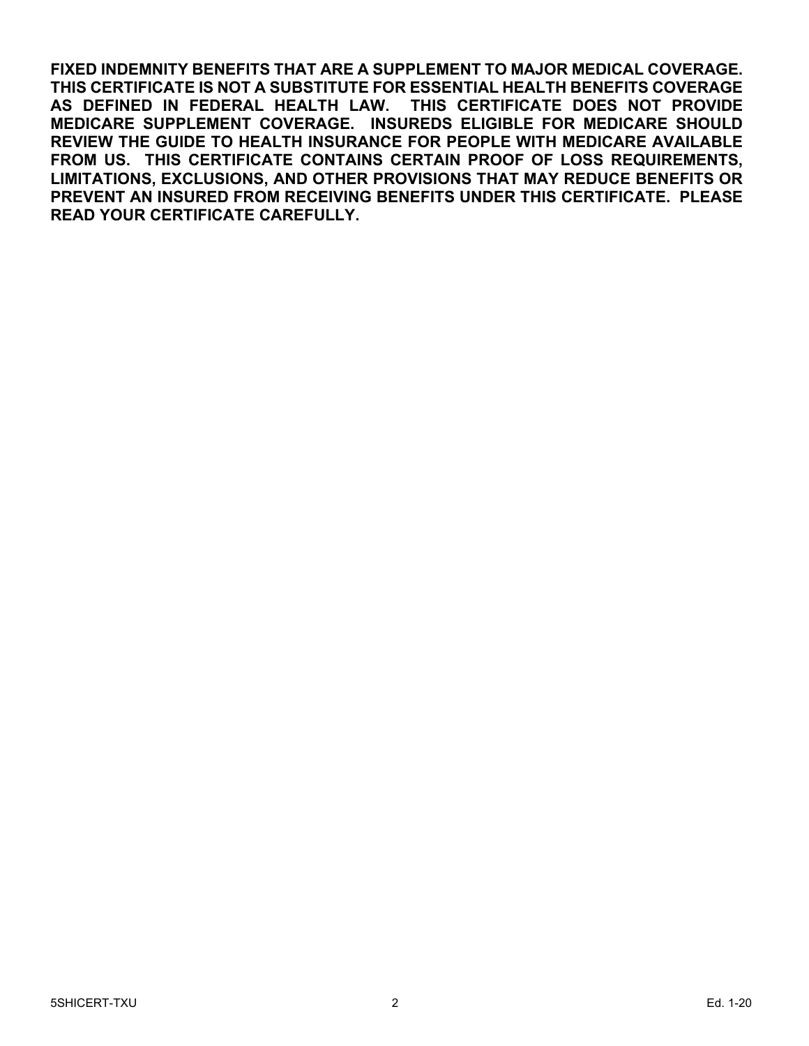**FIXED INDEMNITY BENEFITS THAT ARE A SUPPLEMENT TO MAJOR MEDICAL COVERAGE. THIS CERTIFICATE IS NOT A SUBSTITUTE FOR ESSENTIAL HEALTH BENEFITS COVERAGE AS DEFINED IN FEDERAL HEALTH LAW. THIS CERTIFICATE DOES NOT PROVIDE MEDICARE SUPPLEMENT COVERAGE. INSUREDS ELIGIBLE FOR MEDICARE SHOULD REVIEW THE GUIDE TO HEALTH INSURANCE FOR PEOPLE WITH MEDICARE AVAILABLE FROM US. THIS CERTIFICATE CONTAINS CERTAIN PROOF OF LOSS REQUIREMENTS, LIMITATIONS, EXCLUSIONS, AND OTHER PROVISIONS THAT MAY REDUCE BENEFITS OR PREVENT AN INSURED FROM RECEIVING BENEFITS UNDER THIS CERTIFICATE. PLEASE READ YOUR CERTIFICATE CAREFULLY.**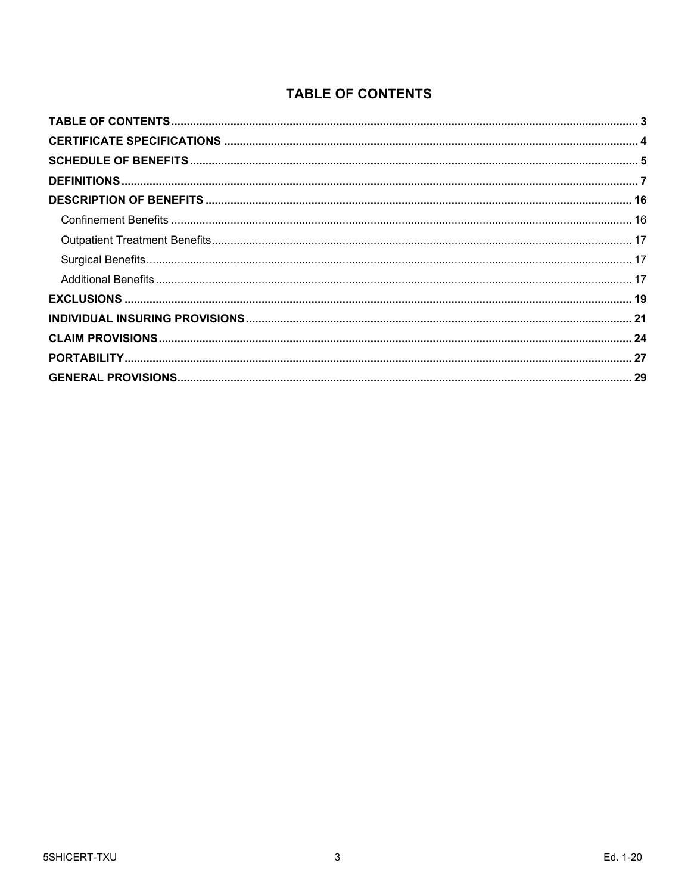# TABLE OF CONTENTS

**TABLE OF CONTENTS** .......... **3**

**CERTIFICATE SPECIFICATIONS** .......... **4**

**SCHEDULE OF BENEFITS** .......... **5**

**DEFINITIONS** .......... **7**

**DESCRIPTION OF BENEFITS** .......... **16**

- Confinement Benefits .......... 16
- Outpatient Treatment Benefits .......... 17
- Surgical Benefits .......... 17
- Additional Benefits .......... 17

**EXCLUSIONS** .......... **19**

**INDIVIDUAL INSURING PROVISIONS** .......... **21**

**CLAIM PROVISIONS** .......... **24**

**PORTABILITY** .......... **27**

**GENERAL PROVISIONS** .......... **29**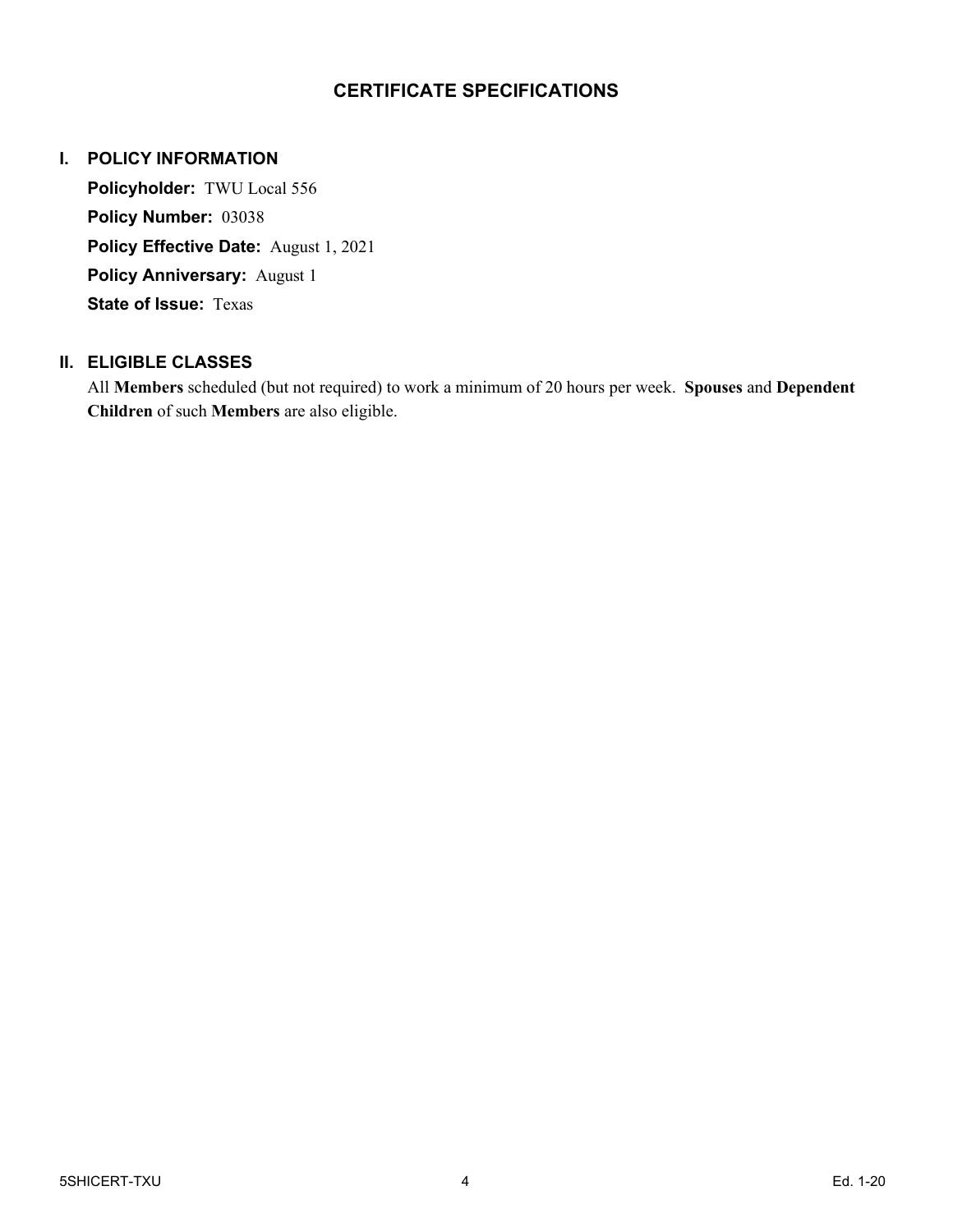# CERTIFICATE SPECIFICATIONS

## I. POLICY INFORMATION

**Policyholder:** TWU Local 556

**Policy Number:** 03038

**Policy Effective Date:** August 1, 2021

**Policy Anniversary:** August 1

**State of Issue:** Texas

## II. ELIGIBLE CLASSES

All **Members** scheduled (but not required) to work a minimum of 20 hours per week. **Spouses** and **Dependent Children** of such **Members** are also eligible.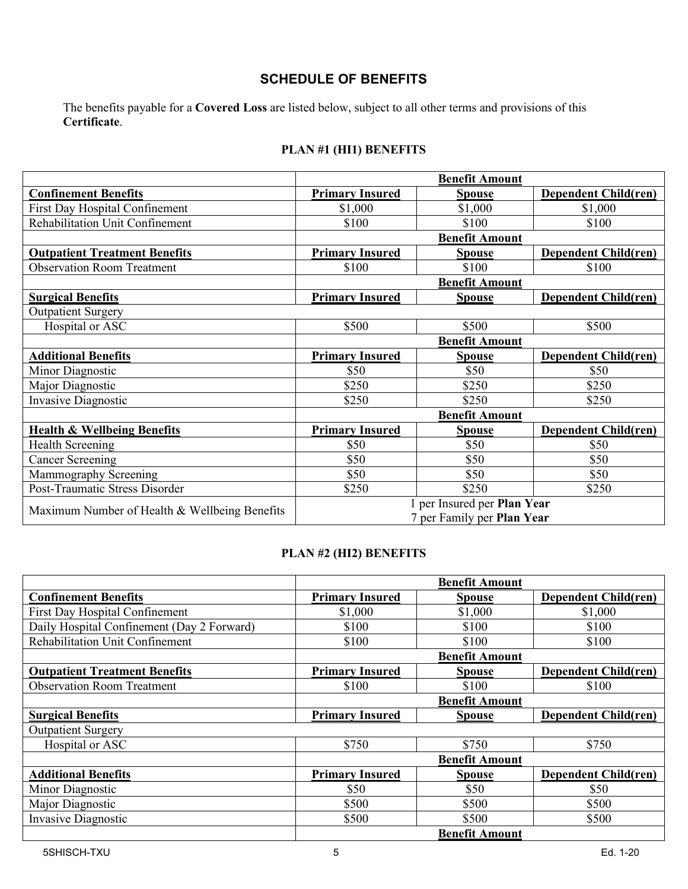## SCHEDULE OF BENEFITS

The benefits payable for a **Covered Loss** are listed below, subject to all other terms and provisions of this **Certificate**.

### PLAN #1 (HI1) BENEFITS

| | Benefit Amount | | |
|---|---|---|---|
| **Confinement Benefits** | **Primary Insured** | **Spouse** | **Dependent Child(ren)** |
| First Day Hospital Confinement | $1,000 | $1,000 | $1,000 |
| Rehabilitation Unit Confinement | $100 | $100 | $100 |
| | **Benefit Amount** | | |
| **Outpatient Treatment Benefits** | **Primary Insured** | **Spouse** | **Dependent Child(ren)** |
| Observation Room Treatment | $100 | $100 | $100 |
| | **Benefit Amount** | | |
| **Surgical Benefits** | **Primary Insured** | **Spouse** | **Dependent Child(ren)** |
| Outpatient Surgery | | | |
| Hospital or ASC | $500 | $500 | $500 |
| | **Benefit Amount** | | |
| **Additional Benefits** | **Primary Insured** | **Spouse** | **Dependent Child(ren)** |
| Minor Diagnostic | $50 | $50 | $50 |
| Major Diagnostic | $250 | $250 | $250 |
| Invasive Diagnostic | $250 | $250 | $250 |
| | **Benefit Amount** | | |
| **Health & Wellbeing Benefits** | **Primary Insured** | **Spouse** | **Dependent Child(ren)** |
| Health Screening | $50 | $50 | $50 |
| Cancer Screening | $50 | $50 | $50 |
| Mammography Screening | $50 | $50 | $50 |
| Post-Traumatic Stress Disorder | $250 | $250 | $250 |
| Maximum Number of Health & Wellbeing Benefits | 1 per Insured per **Plan Year**<br>7 per Family per **Plan Year** | | |

### PLAN #2 (HI2) BENEFITS

| | Benefit Amount | | |
|---|---|---|---|
| **Confinement Benefits** | **Primary Insured** | **Spouse** | **Dependent Child(ren)** |
| First Day Hospital Confinement | $1,000 | $1,000 | $1,000 |
| Daily Hospital Confinement (Day 2 Forward) | $100 | $100 | $100 |
| Rehabilitation Unit Confinement | $100 | $100 | $100 |
| | **Benefit Amount** | | |
| **Outpatient Treatment Benefits** | **Primary Insured** | **Spouse** | **Dependent Child(ren)** |
| Observation Room Treatment | $100 | $100 | $100 |
| | **Benefit Amount** | | |
| **Surgical Benefits** | **Primary Insured** | **Spouse** | **Dependent Child(ren)** |
| Outpatient Surgery | | | |
| Hospital or ASC | $750 | $750 | $750 |
| | **Benefit Amount** | | |
| **Additional Benefits** | **Primary Insured** | **Spouse** | **Dependent Child(ren)** |
| Minor Diagnostic | $50 | $50 | $50 |
| Major Diagnostic | $500 | $500 | $500 |
| Invasive Diagnostic | $500 | $500 | $500 |
| | **Benefit Amount** | | |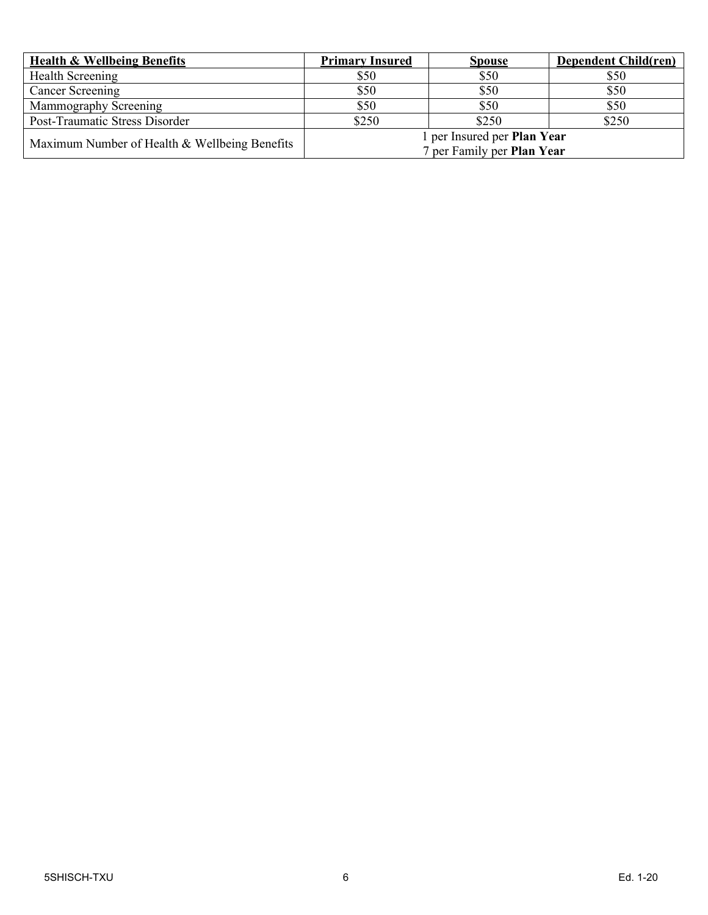| **Health & Wellbeing Benefits** | **Primary Insured** | **Spouse** | **Dependent Child(ren)** |
|---|---|---|---|
| Health Screening | $50 | $50 | $50 |
| Cancer Screening | $50 | $50 | $50 |
| Mammography Screening | $50 | $50 | $50 |
| Post-Traumatic Stress Disorder | $250 | $250 | $250 |
| Maximum Number of Health & Wellbeing Benefits | 1 per Insured per **Plan Year**<br>7 per Family per **Plan Year** | | |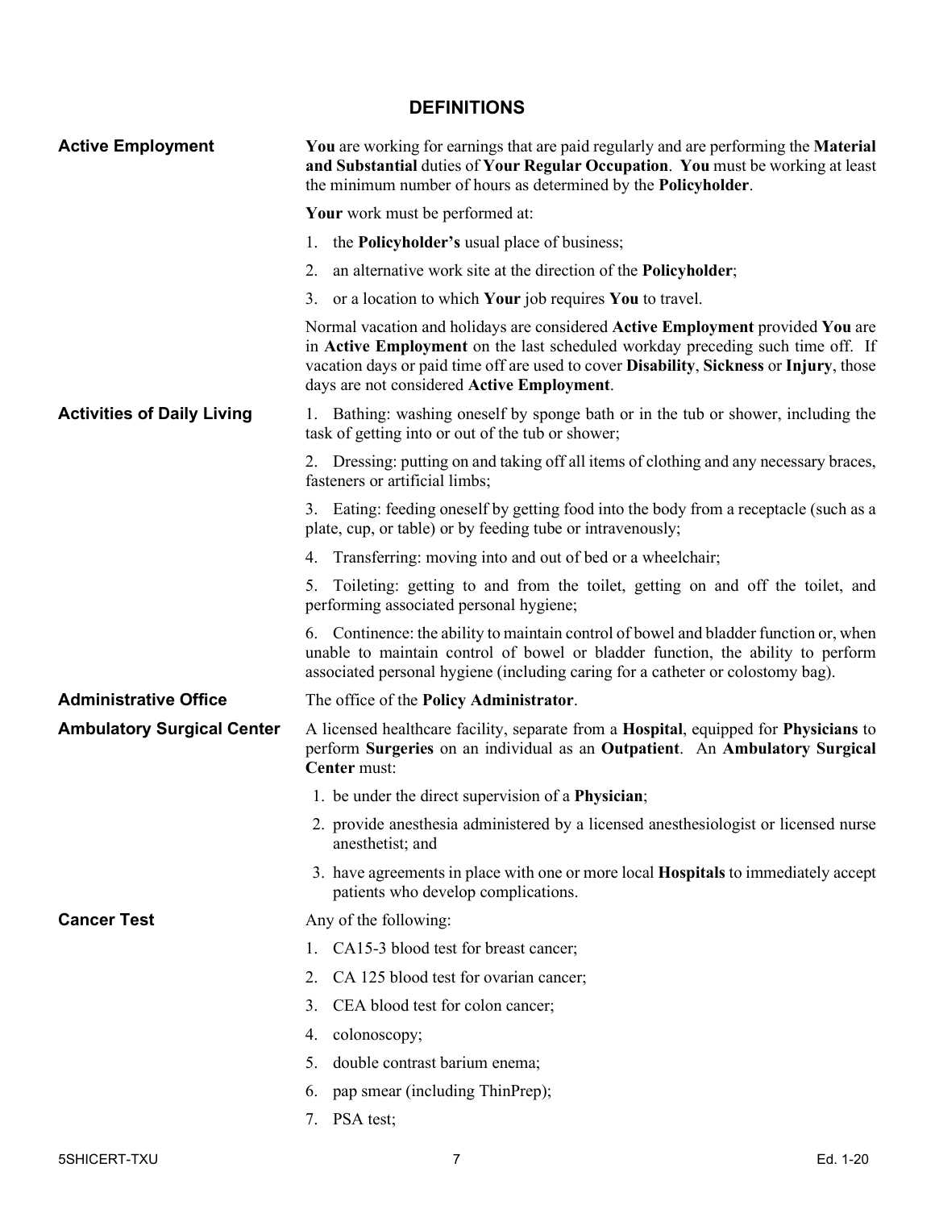## DEFINITIONS

**Active Employment**

**You** are working for earnings that are paid regularly and are performing the **Material and Substantial** duties of **Your Regular Occupation**. **You** must be working at least the minimum number of hours as determined by the **Policyholder**.

**Your** work must be performed at:

1. the **Policyholder's** usual place of business;
2. an alternative work site at the direction of the **Policyholder**;
3. or a location to which **Your** job requires **You** to travel.

Normal vacation and holidays are considered **Active Employment** provided **You** are in **Active Employment** on the last scheduled workday preceding such time off. If vacation days or paid time off are used to cover **Disability**, **Sickness** or **Injury**, those days are not considered **Active Employment**.

**Activities of Daily Living**

1. Bathing: washing oneself by sponge bath or in the tub or shower, including the task of getting into or out of the tub or shower;
2. Dressing: putting on and taking off all items of clothing and any necessary braces, fasteners or artificial limbs;
3. Eating: feeding oneself by getting food into the body from a receptacle (such as a plate, cup, or table) or by feeding tube or intravenously;
4. Transferring: moving into and out of bed or a wheelchair;
5. Toileting: getting to and from the toilet, getting on and off the toilet, and performing associated personal hygiene;
6. Continence: the ability to maintain control of bowel and bladder function or, when unable to maintain control of bowel or bladder function, the ability to perform associated personal hygiene (including caring for a catheter or colostomy bag).

**Administrative Office**

The office of the **Policy Administrator**.

**Ambulatory Surgical Center**

A licensed healthcare facility, separate from a **Hospital**, equipped for **Physicians** to perform **Surgeries** on an individual as an **Outpatient**. An **Ambulatory Surgical Center** must:

1. be under the direct supervision of a **Physician**;
2. provide anesthesia administered by a licensed anesthesiologist or licensed nurse anesthetist; and
3. have agreements in place with one or more local **Hospitals** to immediately accept patients who develop complications.

**Cancer Test**

Any of the following:

1. CA15-3 blood test for breast cancer;
2. CA 125 blood test for ovarian cancer;
3. CEA blood test for colon cancer;
4. colonoscopy;
5. double contrast barium enema;
6. pap smear (including ThinPrep);
7. PSA test;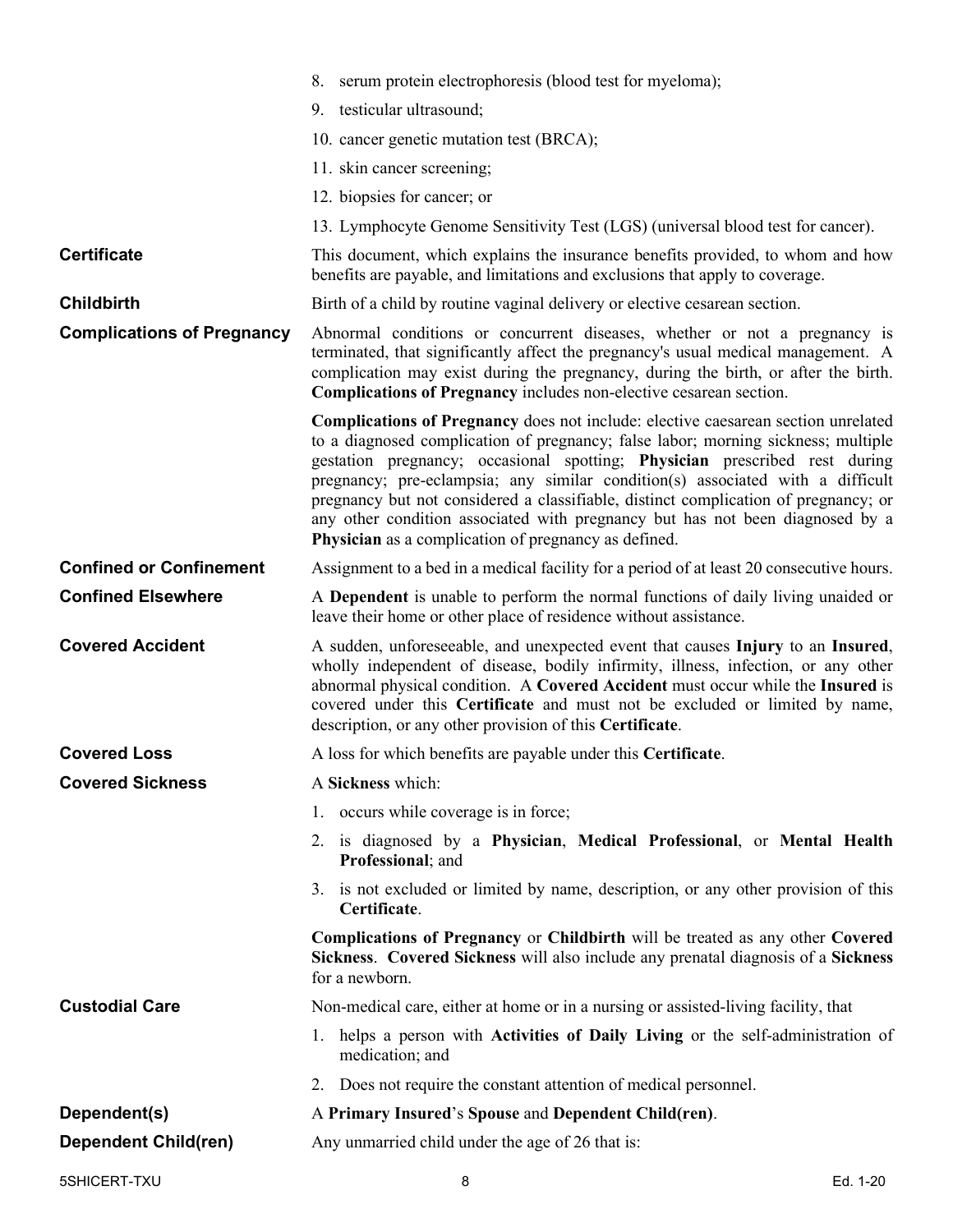8. serum protein electrophoresis (blood test for myeloma);
9. testicular ultrasound;
10. cancer genetic mutation test (BRCA);
11. skin cancer screening;
12. biopsies for cancer; or
13. Lymphocyte Genome Sensitivity Test (LGS) (universal blood test for cancer).

**Certificate** — This document, which explains the insurance benefits provided, to whom and how benefits are payable, and limitations and exclusions that apply to coverage.

**Childbirth** — Birth of a child by routine vaginal delivery or elective cesarean section.

**Complications of Pregnancy** — Abnormal conditions or concurrent diseases, whether or not a pregnancy is terminated, that significantly affect the pregnancy's usual medical management. A complication may exist during the pregnancy, during the birth, or after the birth. **Complications of Pregnancy** includes non-elective cesarean section.

**Complications of Pregnancy** does not include: elective caesarean section unrelated to a diagnosed complication of pregnancy; false labor; morning sickness; multiple gestation pregnancy; occasional spotting; **Physician** prescribed rest during pregnancy; pre-eclampsia; any similar condition(s) associated with a difficult pregnancy but not considered a classifiable, distinct complication of pregnancy; or any other condition associated with pregnancy but has not been diagnosed by a **Physician** as a complication of pregnancy as defined.

**Confined or Confinement** — Assignment to a bed in a medical facility for a period of at least 20 consecutive hours.

**Confined Elsewhere** — A **Dependent** is unable to perform the normal functions of daily living unaided or leave their home or other place of residence without assistance.

**Covered Accident** — A sudden, unforeseeable, and unexpected event that causes **Injury** to an **Insured**, wholly independent of disease, bodily infirmity, illness, infection, or any other abnormal physical condition. A **Covered Accident** must occur while the **Insured** is covered under this **Certificate** and must not be excluded or limited by name, description, or any other provision of this **Certificate**.

**Covered Loss** — A loss for which benefits are payable under this **Certificate**.

**Covered Sickness** — A **Sickness** which:

1. occurs while coverage is in force;
2. is diagnosed by a **Physician**, **Medical Professional**, or **Mental Health Professional**; and
3. is not excluded or limited by name, description, or any other provision of this **Certificate**.

**Complications of Pregnancy** or **Childbirth** will be treated as any other **Covered Sickness**. **Covered Sickness** will also include any prenatal diagnosis of a **Sickness** for a newborn.

**Custodial Care** — Non-medical care, either at home or in a nursing or assisted-living facility, that

1. helps a person with **Activities of Daily Living** or the self-administration of medication; and
2. Does not require the constant attention of medical personnel.

**Dependent(s)** — A **Primary Insured**'s **Spouse** and **Dependent Child(ren)**.

**Dependent Child(ren)** — Any unmarried child under the age of 26 that is: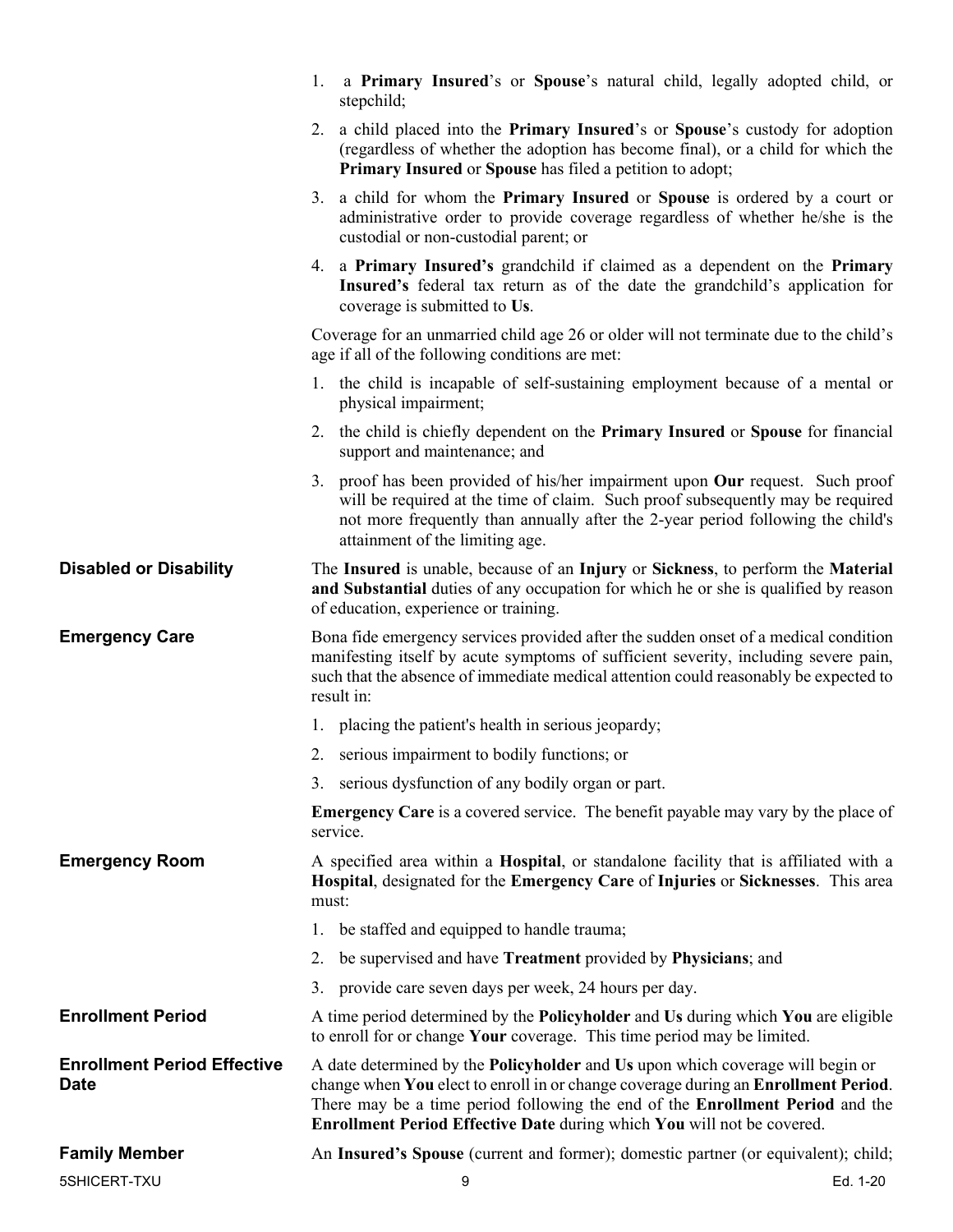1. a **Primary Insured**'s or **Spouse**'s natural child, legally adopted child, or stepchild;
2. a child placed into the **Primary Insured**'s or **Spouse**'s custody for adoption (regardless of whether the adoption has become final), or a child for which the **Primary Insured** or **Spouse** has filed a petition to adopt;
3. a child for whom the **Primary Insured** or **Spouse** is ordered by a court or administrative order to provide coverage regardless of whether he/she is the custodial or non-custodial parent; or
4. a **Primary Insured's** grandchild if claimed as a dependent on the **Primary Insured's** federal tax return as of the date the grandchild's application for coverage is submitted to **Us**.

Coverage for an unmarried child age 26 or older will not terminate due to the child's age if all of the following conditions are met:

1. the child is incapable of self-sustaining employment because of a mental or physical impairment;
2. the child is chiefly dependent on the **Primary Insured** or **Spouse** for financial support and maintenance; and
3. proof has been provided of his/her impairment upon **Our** request. Such proof will be required at the time of claim. Such proof subsequently may be required not more frequently than annually after the 2-year period following the child's attainment of the limiting age.

**Disabled or Disability**

The **Insured** is unable, because of an **Injury** or **Sickness**, to perform the **Material and Substantial** duties of any occupation for which he or she is qualified by reason of education, experience or training.

**Emergency Care**

Bona fide emergency services provided after the sudden onset of a medical condition manifesting itself by acute symptoms of sufficient severity, including severe pain, such that the absence of immediate medical attention could reasonably be expected to result in:

1. placing the patient's health in serious jeopardy;
2. serious impairment to bodily functions; or
3. serious dysfunction of any bodily organ or part.

**Emergency Care** is a covered service. The benefit payable may vary by the place of service.

**Emergency Room**

A specified area within a **Hospital**, or standalone facility that is affiliated with a **Hospital**, designated for the **Emergency Care** of **Injuries** or **Sicknesses**. This area must:

1. be staffed and equipped to handle trauma;
2. be supervised and have **Treatment** provided by **Physicians**; and
3. provide care seven days per week, 24 hours per day.

**Enrollment Period**

A time period determined by the **Policyholder** and **Us** during which **You** are eligible to enroll for or change **Your** coverage. This time period may be limited.

**Enrollment Period Effective Date**

A date determined by the **Policyholder** and **Us** upon which coverage will begin or change when **You** elect to enroll in or change coverage during an **Enrollment Period**. There may be a time period following the end of the **Enrollment Period** and the **Enrollment Period Effective Date** during which **You** will not be covered.

**Family Member**

An **Insured's Spouse** (current and former); domestic partner (or equivalent); child;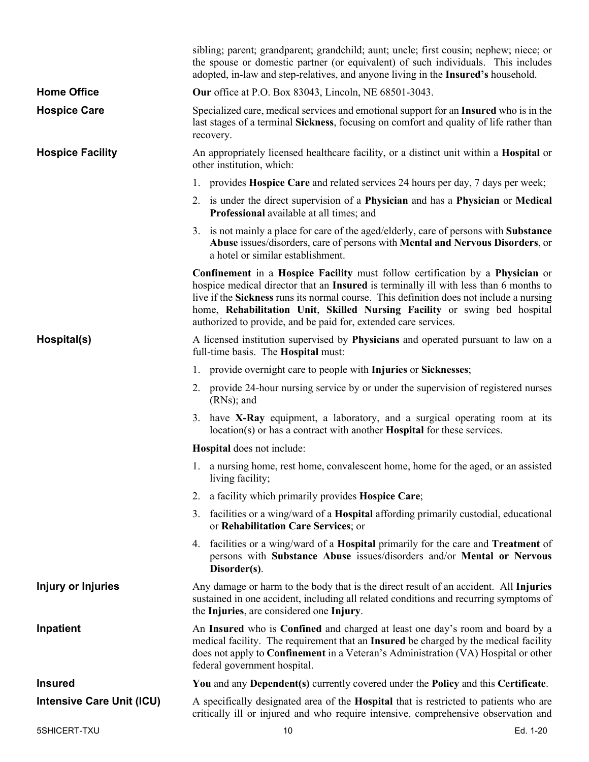sibling; parent; grandparent; grandchild; aunt; uncle; first cousin; nephew; niece; or the spouse or domestic partner (or equivalent) of such individuals. This includes adopted, in-law and step-relatives, and anyone living in the **Insured's** household.

**Home Office**

**Our** office at P.O. Box 83043, Lincoln, NE 68501-3043.

**Hospice Care**

Specialized care, medical services and emotional support for an **Insured** who is in the last stages of a terminal **Sickness**, focusing on comfort and quality of life rather than recovery.

**Hospice Facility**

An appropriately licensed healthcare facility, or a distinct unit within a **Hospital** or other institution, which:

1. provides **Hospice Care** and related services 24 hours per day, 7 days per week;
2. is under the direct supervision of a **Physician** and has a **Physician** or **Medical Professional** available at all times; and
3. is not mainly a place for care of the aged/elderly, care of persons with **Substance Abuse** issues/disorders, care of persons with **Mental and Nervous Disorders**, or a hotel or similar establishment.

**Confinement** in a **Hospice Facility** must follow certification by a **Physician** or hospice medical director that an **Insured** is terminally ill with less than 6 months to live if the **Sickness** runs its normal course. This definition does not include a nursing home, **Rehabilitation Unit**, **Skilled Nursing Facility** or swing bed hospital authorized to provide, and be paid for, extended care services.

**Hospital(s)**

A licensed institution supervised by **Physicians** and operated pursuant to law on a full-time basis. The **Hospital** must:

1. provide overnight care to people with **Injuries** or **Sicknesses**;
2. provide 24-hour nursing service by or under the supervision of registered nurses (RNs); and
3. have **X-Ray** equipment, a laboratory, and a surgical operating room at its location(s) or has a contract with another **Hospital** for these services.

**Hospital** does not include:

1. a nursing home, rest home, convalescent home, home for the aged, or an assisted living facility;
2. a facility which primarily provides **Hospice Care**;
3. facilities or a wing/ward of a **Hospital** affording primarily custodial, educational or **Rehabilitation Care Services**; or
4. facilities or a wing/ward of a **Hospital** primarily for the care and **Treatment** of persons with **Substance Abuse** issues/disorders and/or **Mental or Nervous Disorder(s)**.

**Injury or Injuries**

Any damage or harm to the body that is the direct result of an accident. All **Injuries** sustained in one accident, including all related conditions and recurring symptoms of the **Injuries**, are considered one **Injury**.

**Inpatient**

An **Insured** who is **Confined** and charged at least one day's room and board by a medical facility. The requirement that an **Insured** be charged by the medical facility does not apply to **Confinement** in a Veteran's Administration (VA) Hospital or other federal government hospital.

**Insured**

**You** and any **Dependent(s)** currently covered under the **Policy** and this **Certificate**.

**Intensive Care Unit (ICU)**

A specifically designated area of the **Hospital** that is restricted to patients who are critically ill or injured and who require intensive, comprehensive observation and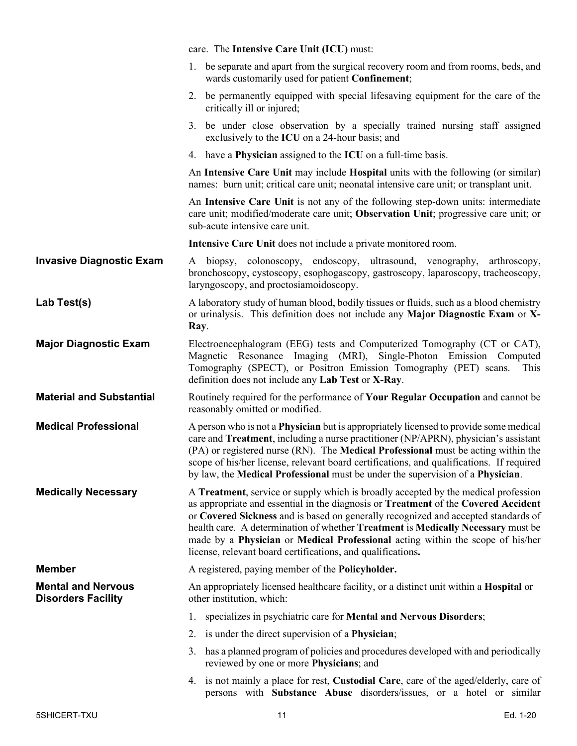care. The **Intensive Care Unit (ICU)** must:

1. be separate and apart from the surgical recovery room and from rooms, beds, and wards customarily used for patient **Confinement**;
2. be permanently equipped with special lifesaving equipment for the care of the critically ill or injured;
3. be under close observation by a specially trained nursing staff assigned exclusively to the **ICU** on a 24-hour basis; and
4. have a **Physician** assigned to the **ICU** on a full-time basis.

An **Intensive Care Unit** may include **Hospital** units with the following (or similar) names: burn unit; critical care unit; neonatal intensive care unit; or transplant unit.

An **Intensive Care Unit** is not any of the following step-down units: intermediate care unit; modified/moderate care unit; **Observation Unit**; progressive care unit; or sub-acute intensive care unit.

**Intensive Care Unit** does not include a private monitored room.

**Invasive Diagnostic Exam**

A biopsy, colonoscopy, endoscopy, ultrasound, venography, arthroscopy, bronchoscopy, cystoscopy, esophogascopy, gastroscopy, laparoscopy, tracheoscopy, laryngoscopy, and proctosiamoidoscopy.

**Lab Test(s)**

A laboratory study of human blood, bodily tissues or fluids, such as a blood chemistry or urinalysis. This definition does not include any **Major Diagnostic Exam** or **X-Ray**.

**Major Diagnostic Exam**

Electroencephalogram (EEG) tests and Computerized Tomography (CT or CAT), Magnetic Resonance Imaging (MRI), Single-Photon Emission Computed Tomography (SPECT), or Positron Emission Tomography (PET) scans. This definition does not include any **Lab Test** or **X-Ray**.

**Material and Substantial**

Routinely required for the performance of **Your Regular Occupation** and cannot be reasonably omitted or modified.

**Medical Professional**

A person who is not a **Physician** but is appropriately licensed to provide some medical care and **Treatment**, including a nurse practitioner (NP/APRN), physician's assistant (PA) or registered nurse (RN). The **Medical Professional** must be acting within the scope of his/her license, relevant board certifications, and qualifications. If required by law, the **Medical Professional** must be under the supervision of a **Physician**.

**Medically Necessary**

A **Treatment**, service or supply which is broadly accepted by the medical profession as appropriate and essential in the diagnosis or **Treatment** of the **Covered Accident** or **Covered Sickness** and is based on generally recognized and accepted standards of health care. A determination of whether **Treatment** is **Medically Necessary** must be made by a **Physician** or **Medical Professional** acting within the scope of his/her license, relevant board certifications, and qualifications**.**

**Member**

A registered, paying member of the **Policyholder.**

**Mental and Nervous Disorders Facility**

An appropriately licensed healthcare facility, or a distinct unit within a **Hospital** or other institution, which:

1. specializes in psychiatric care for **Mental and Nervous Disorders**;
2. is under the direct supervision of a **Physician**;
3. has a planned program of policies and procedures developed with and periodically reviewed by one or more **Physicians**; and
4. is not mainly a place for rest, **Custodial Care**, care of the aged/elderly, care of persons with **Substance Abuse** disorders/issues, or a hotel or similar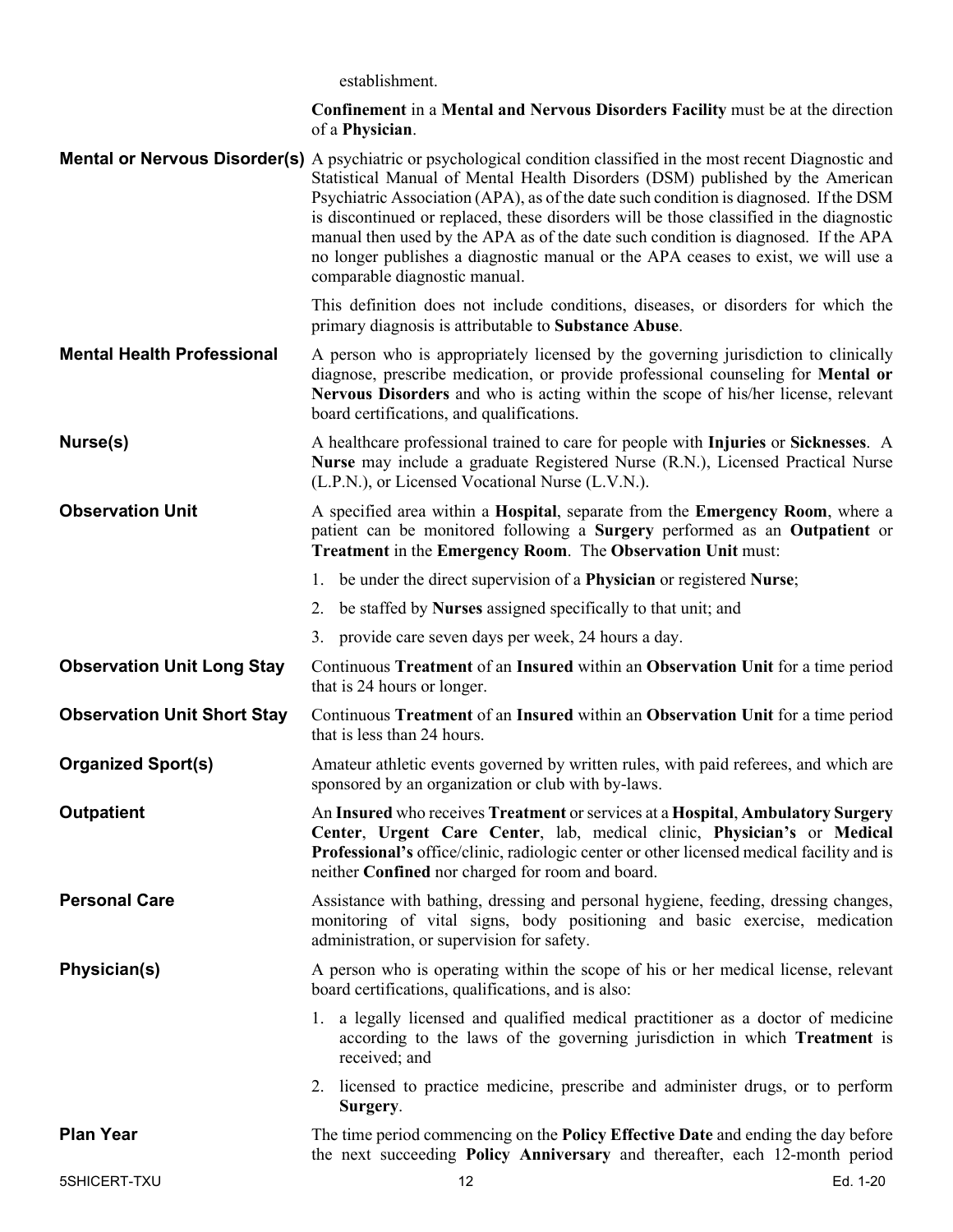establishment.

**Confinement** in a **Mental and Nervous Disorders Facility** must be at the direction of a **Physician**.

**Mental or Nervous Disorder(s)** A psychiatric or psychological condition classified in the most recent Diagnostic and Statistical Manual of Mental Health Disorders (DSM) published by the American Psychiatric Association (APA), as of the date such condition is diagnosed. If the DSM is discontinued or replaced, these disorders will be those classified in the diagnostic manual then used by the APA as of the date such condition is diagnosed. If the APA no longer publishes a diagnostic manual or the APA ceases to exist, we will use a comparable diagnostic manual.

This definition does not include conditions, diseases, or disorders for which the primary diagnosis is attributable to **Substance Abuse**.

**Mental Health Professional** A person who is appropriately licensed by the governing jurisdiction to clinically diagnose, prescribe medication, or provide professional counseling for **Mental or Nervous Disorders** and who is acting within the scope of his/her license, relevant board certifications, and qualifications.

**Nurse(s)** A healthcare professional trained to care for people with **Injuries** or **Sicknesses**. A **Nurse** may include a graduate Registered Nurse (R.N.), Licensed Practical Nurse (L.P.N.), or Licensed Vocational Nurse (L.V.N.).

**Observation Unit** A specified area within a **Hospital**, separate from the **Emergency Room**, where a patient can be monitored following a **Surgery** performed as an **Outpatient** or **Treatment** in the **Emergency Room**. The **Observation Unit** must:

1. be under the direct supervision of a **Physician** or registered **Nurse**;
2. be staffed by **Nurses** assigned specifically to that unit; and
3. provide care seven days per week, 24 hours a day.

**Observation Unit Long Stay** Continuous **Treatment** of an **Insured** within an **Observation Unit** for a time period that is 24 hours or longer.

**Observation Unit Short Stay** Continuous **Treatment** of an **Insured** within an **Observation Unit** for a time period that is less than 24 hours.

**Organized Sport(s)** Amateur athletic events governed by written rules, with paid referees, and which are sponsored by an organization or club with by-laws.

**Outpatient** An **Insured** who receives **Treatment** or services at a **Hospital**, **Ambulatory Surgery Center**, **Urgent Care Center**, lab, medical clinic, **Physician's** or **Medical Professional's** office/clinic, radiologic center or other licensed medical facility and is neither **Confined** nor charged for room and board.

**Personal Care** Assistance with bathing, dressing and personal hygiene, feeding, dressing changes, monitoring of vital signs, body positioning and basic exercise, medication administration, or supervision for safety.

**Physician(s)** A person who is operating within the scope of his or her medical license, relevant board certifications, qualifications, and is also:

1. a legally licensed and qualified medical practitioner as a doctor of medicine according to the laws of the governing jurisdiction in which **Treatment** is received; and
2. licensed to practice medicine, prescribe and administer drugs, or to perform **Surgery**.

**Plan Year** The time period commencing on the **Policy Effective Date** and ending the day before the next succeeding **Policy Anniversary** and thereafter, each 12-month period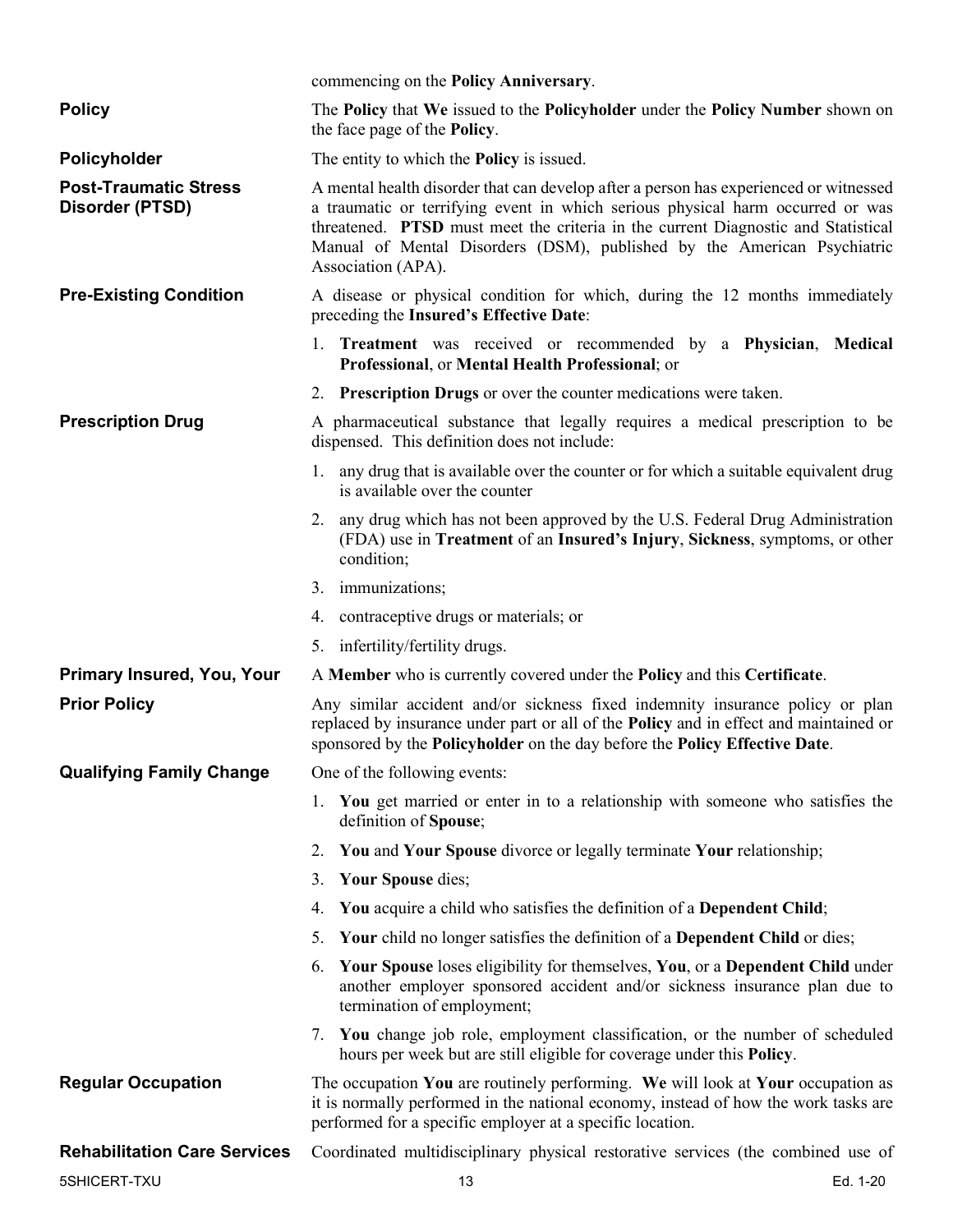commencing on the **Policy Anniversary**.

**Policy** — The **Policy** that **We** issued to the **Policyholder** under the **Policy Number** shown on the face page of the **Policy**.

**Policyholder** — The entity to which the **Policy** is issued.

**Post-Traumatic Stress Disorder (PTSD)** — A mental health disorder that can develop after a person has experienced or witnessed a traumatic or terrifying event in which serious physical harm occurred or was threatened. **PTSD** must meet the criteria in the current Diagnostic and Statistical Manual of Mental Disorders (DSM), published by the American Psychiatric Association (APA).

**Pre-Existing Condition** — A disease or physical condition for which, during the 12 months immediately preceding the **Insured's Effective Date**:

1. **Treatment** was received or recommended by a **Physician**, **Medical Professional**, or **Mental Health Professional**; or
2. **Prescription Drugs** or over the counter medications were taken.

**Prescription Drug** — A pharmaceutical substance that legally requires a medical prescription to be dispensed. This definition does not include:

1. any drug that is available over the counter or for which a suitable equivalent drug is available over the counter
2. any drug which has not been approved by the U.S. Federal Drug Administration (FDA) use in **Treatment** of an **Insured's Injury**, **Sickness**, symptoms, or other condition;
3. immunizations;
4. contraceptive drugs or materials; or
5. infertility/fertility drugs.

**Primary Insured, You, Your** — A **Member** who is currently covered under the **Policy** and this **Certificate**.

**Prior Policy** — Any similar accident and/or sickness fixed indemnity insurance policy or plan replaced by insurance under part or all of the **Policy** and in effect and maintained or sponsored by the **Policyholder** on the day before the **Policy Effective Date**.

**Qualifying Family Change** — One of the following events:

1. **You** get married or enter in to a relationship with someone who satisfies the definition of **Spouse**;
2. **You** and **Your Spouse** divorce or legally terminate **Your** relationship;
3. **Your Spouse** dies;
4. **You** acquire a child who satisfies the definition of a **Dependent Child**;
5. **Your** child no longer satisfies the definition of a **Dependent Child** or dies;
6. **Your Spouse** loses eligibility for themselves, **You**, or a **Dependent Child** under another employer sponsored accident and/or sickness insurance plan due to termination of employment;
7. **You** change job role, employment classification, or the number of scheduled hours per week but are still eligible for coverage under this **Policy**.

**Regular Occupation** — The occupation **You** are routinely performing. **We** will look at **Your** occupation as it is normally performed in the national economy, instead of how the work tasks are performed for a specific employer at a specific location.

**Rehabilitation Care Services** — Coordinated multidisciplinary physical restorative services (the combined use of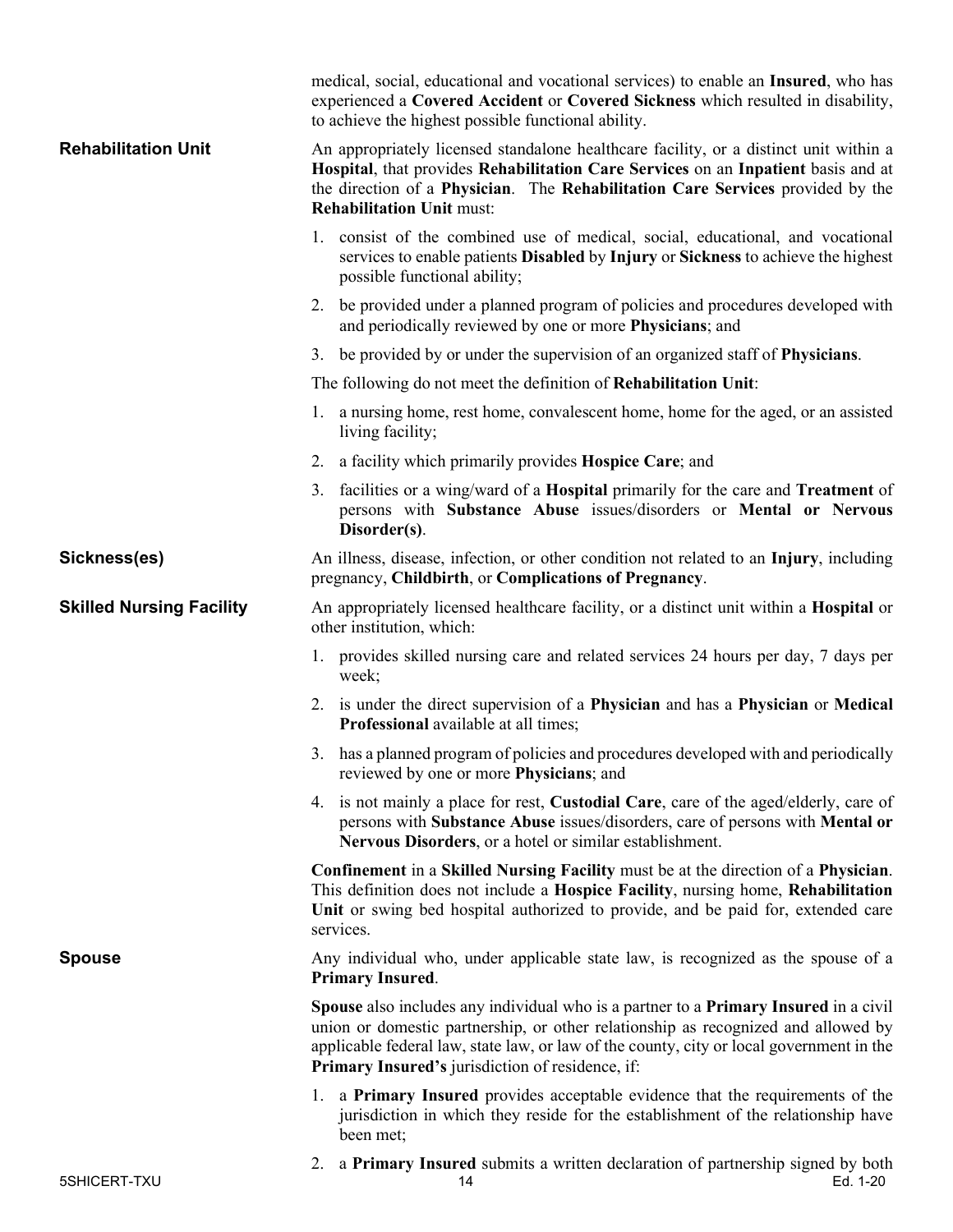medical, social, educational and vocational services) to enable an **Insured**, who has experienced a **Covered Accident** or **Covered Sickness** which resulted in disability, to achieve the highest possible functional ability.

**Rehabilitation Unit**

An appropriately licensed standalone healthcare facility, or a distinct unit within a **Hospital**, that provides **Rehabilitation Care Services** on an **Inpatient** basis and at the direction of a **Physician**. The **Rehabilitation Care Services** provided by the **Rehabilitation Unit** must:

1. consist of the combined use of medical, social, educational, and vocational services to enable patients **Disabled** by **Injury** or **Sickness** to achieve the highest possible functional ability;
2. be provided under a planned program of policies and procedures developed with and periodically reviewed by one or more **Physicians**; and
3. be provided by or under the supervision of an organized staff of **Physicians**.

The following do not meet the definition of **Rehabilitation Unit**:

1. a nursing home, rest home, convalescent home, home for the aged, or an assisted living facility;
2. a facility which primarily provides **Hospice Care**; and
3. facilities or a wing/ward of a **Hospital** primarily for the care and **Treatment** of persons with **Substance Abuse** issues/disorders or **Mental or Nervous Disorder(s)**.

**Sickness(es)**

An illness, disease, infection, or other condition not related to an **Injury**, including pregnancy, **Childbirth**, or **Complications of Pregnancy**.

**Skilled Nursing Facility**

An appropriately licensed healthcare facility, or a distinct unit within a **Hospital** or other institution, which:

1. provides skilled nursing care and related services 24 hours per day, 7 days per week;
2. is under the direct supervision of a **Physician** and has a **Physician** or **Medical Professional** available at all times;
3. has a planned program of policies and procedures developed with and periodically reviewed by one or more **Physicians**; and
4. is not mainly a place for rest, **Custodial Care**, care of the aged/elderly, care of persons with **Substance Abuse** issues/disorders, care of persons with **Mental or Nervous Disorders**, or a hotel or similar establishment.

**Confinement** in a **Skilled Nursing Facility** must be at the direction of a **Physician**. This definition does not include a **Hospice Facility**, nursing home, **Rehabilitation Unit** or swing bed hospital authorized to provide, and be paid for, extended care services.

**Spouse**

Any individual who, under applicable state law, is recognized as the spouse of a **Primary Insured**.

**Spouse** also includes any individual who is a partner to a **Primary Insured** in a civil union or domestic partnership, or other relationship as recognized and allowed by applicable federal law, state law, or law of the county, city or local government in the **Primary Insured's** jurisdiction of residence, if:

1. a **Primary Insured** provides acceptable evidence that the requirements of the jurisdiction in which they reside for the establishment of the relationship have been met;
2. a **Primary Insured** submits a written declaration of partnership signed by both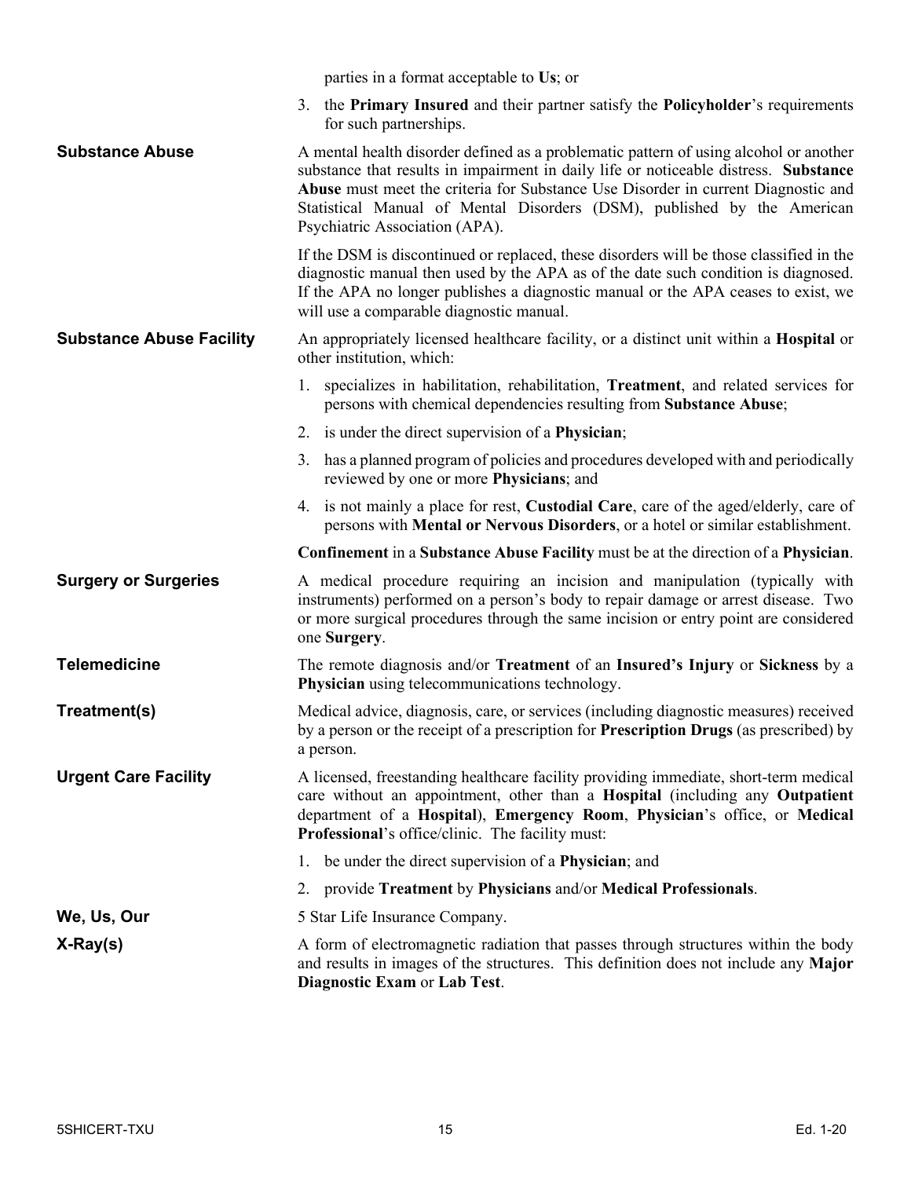parties in a format acceptable to **Us**; or

3. the **Primary Insured** and their partner satisfy the **Policyholder**'s requirements for such partnerships.

**Substance Abuse**

A mental health disorder defined as a problematic pattern of using alcohol or another substance that results in impairment in daily life or noticeable distress. **Substance Abuse** must meet the criteria for Substance Use Disorder in current Diagnostic and Statistical Manual of Mental Disorders (DSM), published by the American Psychiatric Association (APA).

If the DSM is discontinued or replaced, these disorders will be those classified in the diagnostic manual then used by the APA as of the date such condition is diagnosed. If the APA no longer publishes a diagnostic manual or the APA ceases to exist, we will use a comparable diagnostic manual.

**Substance Abuse Facility**

An appropriately licensed healthcare facility, or a distinct unit within a **Hospital** or other institution, which:

1. specializes in habilitation, rehabilitation, **Treatment**, and related services for persons with chemical dependencies resulting from **Substance Abuse**;
2. is under the direct supervision of a **Physician**;
3. has a planned program of policies and procedures developed with and periodically reviewed by one or more **Physicians**; and
4. is not mainly a place for rest, **Custodial Care**, care of the aged/elderly, care of persons with **Mental or Nervous Disorders**, or a hotel or similar establishment.

**Confinement** in a **Substance Abuse Facility** must be at the direction of a **Physician**.

**Surgery or Surgeries**

A medical procedure requiring an incision and manipulation (typically with instruments) performed on a person's body to repair damage or arrest disease. Two or more surgical procedures through the same incision or entry point are considered one **Surgery**.

**Telemedicine**

The remote diagnosis and/or **Treatment** of an **Insured's Injury** or **Sickness** by a **Physician** using telecommunications technology.

**Treatment(s)**

Medical advice, diagnosis, care, or services (including diagnostic measures) received by a person or the receipt of a prescription for **Prescription Drugs** (as prescribed) by a person.

**Urgent Care Facility**

A licensed, freestanding healthcare facility providing immediate, short-term medical care without an appointment, other than a **Hospital** (including any **Outpatient** department of a **Hospital**), **Emergency Room**, **Physician**'s office, or **Medical Professional**'s office/clinic. The facility must:

1. be under the direct supervision of a **Physician**; and
2. provide **Treatment** by **Physicians** and/or **Medical Professionals**.

**We, Us, Our**

5 Star Life Insurance Company.

**X-Ray(s)**

A form of electromagnetic radiation that passes through structures within the body and results in images of the structures. This definition does not include any **Major Diagnostic Exam** or **Lab Test**.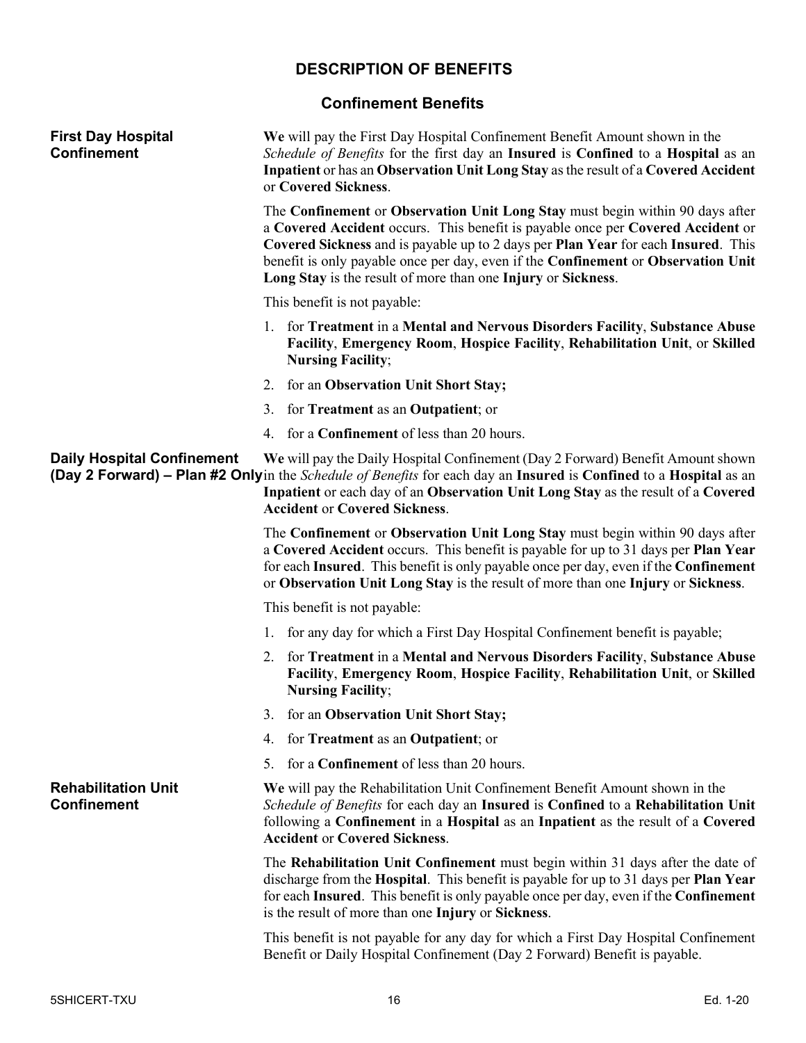# DESCRIPTION OF BENEFITS

## Confinement Benefits

### First Day Hospital Confinement

**We** will pay the First Day Hospital Confinement Benefit Amount shown in the *Schedule of Benefits* for the first day an **Insured** is **Confined** to a **Hospital** as an **Inpatient** or has an **Observation Unit Long Stay** as the result of a **Covered Accident** or **Covered Sickness**.

The **Confinement** or **Observation Unit Long Stay** must begin within 90 days after a **Covered Accident** occurs. This benefit is payable once per **Covered Accident** or **Covered Sickness** and is payable up to 2 days per **Plan Year** for each **Insured**. This benefit is only payable once per day, even if the **Confinement** or **Observation Unit Long Stay** is the result of more than one **Injury** or **Sickness**.

This benefit is not payable:

1. for **Treatment** in a **Mental and Nervous Disorders Facility**, **Substance Abuse Facility**, **Emergency Room**, **Hospice Facility**, **Rehabilitation Unit**, or **Skilled Nursing Facility**;
2. for an **Observation Unit Short Stay;**
3. for **Treatment** as an **Outpatient**; or
4. for a **Confinement** of less than 20 hours.

### Daily Hospital Confinement (Day 2 Forward) – Plan #2 Only

**We** will pay the Daily Hospital Confinement (Day 2 Forward) Benefit Amount shown in the *Schedule of Benefits* for each day an **Insured** is **Confined** to a **Hospital** as an **Inpatient** or each day of an **Observation Unit Long Stay** as the result of a **Covered Accident** or **Covered Sickness**.

The **Confinement** or **Observation Unit Long Stay** must begin within 90 days after a **Covered Accident** occurs. This benefit is payable for up to 31 days per **Plan Year** for each **Insured**. This benefit is only payable once per day, even if the **Confinement** or **Observation Unit Long Stay** is the result of more than one **Injury** or **Sickness**.

This benefit is not payable:

1. for any day for which a First Day Hospital Confinement benefit is payable;
2. for **Treatment** in a **Mental and Nervous Disorders Facility**, **Substance Abuse Facility**, **Emergency Room**, **Hospice Facility**, **Rehabilitation Unit**, or **Skilled Nursing Facility**;
3. for an **Observation Unit Short Stay;**
4. for **Treatment** as an **Outpatient**; or
5. for a **Confinement** of less than 20 hours.

### Rehabilitation Unit Confinement

**We** will pay the Rehabilitation Unit Confinement Benefit Amount shown in the *Schedule of Benefits* for each day an **Insured** is **Confined** to a **Rehabilitation Unit** following a **Confinement** in a **Hospital** as an **Inpatient** as the result of a **Covered Accident** or **Covered Sickness**.

The **Rehabilitation Unit Confinement** must begin within 31 days after the date of discharge from the **Hospital**. This benefit is payable for up to 31 days per **Plan Year** for each **Insured**. This benefit is only payable once per day, even if the **Confinement** is the result of more than one **Injury** or **Sickness**.

This benefit is not payable for any day for which a First Day Hospital Confinement Benefit or Daily Hospital Confinement (Day 2 Forward) Benefit is payable.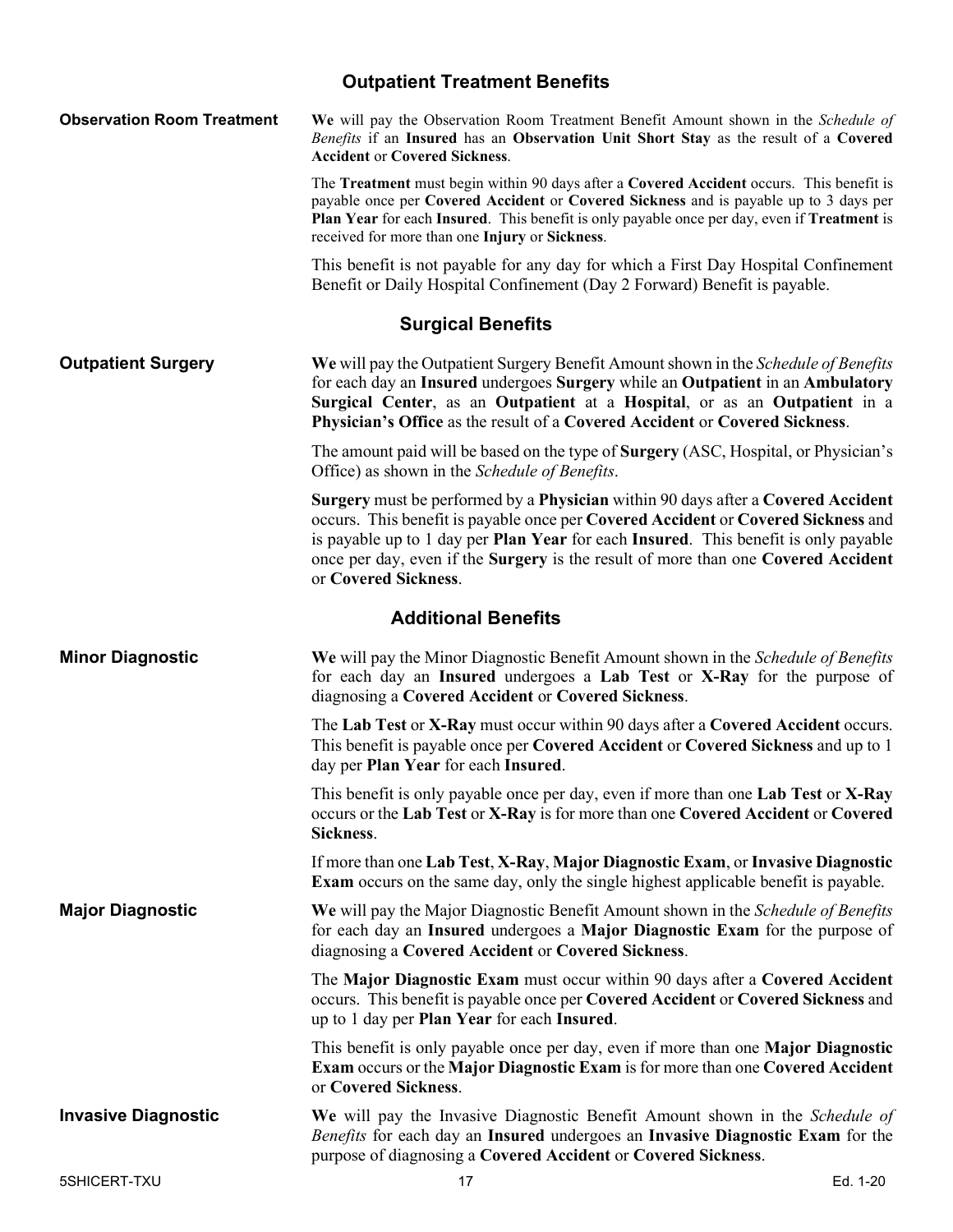## Outpatient Treatment Benefits

**Observation Room Treatment**

**We** will pay the Observation Room Treatment Benefit Amount shown in the *Schedule of Benefits* if an **Insured** has an **Observation Unit Short Stay** as the result of a **Covered Accident** or **Covered Sickness**.

The **Treatment** must begin within 90 days after a **Covered Accident** occurs. This benefit is payable once per **Covered Accident** or **Covered Sickness** and is payable up to 3 days per **Plan Year** for each **Insured**. This benefit is only payable once per day, even if **Treatment** is received for more than one **Injury** or **Sickness**.

This benefit is not payable for any day for which a First Day Hospital Confinement Benefit or Daily Hospital Confinement (Day 2 Forward) Benefit is payable.

## Surgical Benefits

**Outpatient Surgery**

**We** will pay the Outpatient Surgery Benefit Amount shown in the *Schedule of Benefits* for each day an **Insured** undergoes **Surgery** while an **Outpatient** in an **Ambulatory Surgical Center**, as an **Outpatient** at a **Hospital**, or as an **Outpatient** in a **Physician's Office** as the result of a **Covered Accident** or **Covered Sickness**.

The amount paid will be based on the type of **Surgery** (ASC, Hospital, or Physician's Office) as shown in the *Schedule of Benefits*.

**Surgery** must be performed by a **Physician** within 90 days after a **Covered Accident** occurs. This benefit is payable once per **Covered Accident** or **Covered Sickness** and is payable up to 1 day per **Plan Year** for each **Insured**. This benefit is only payable once per day, even if the **Surgery** is the result of more than one **Covered Accident** or **Covered Sickness**.

## Additional Benefits

**Minor Diagnostic**

**We** will pay the Minor Diagnostic Benefit Amount shown in the *Schedule of Benefits* for each day an **Insured** undergoes a **Lab Test** or **X-Ray** for the purpose of diagnosing a **Covered Accident** or **Covered Sickness**.

The **Lab Test** or **X-Ray** must occur within 90 days after a **Covered Accident** occurs. This benefit is payable once per **Covered Accident** or **Covered Sickness** and up to 1 day per **Plan Year** for each **Insured**.

This benefit is only payable once per day, even if more than one **Lab Test** or **X-Ray** occurs or the **Lab Test** or **X-Ray** is for more than one **Covered Accident** or **Covered Sickness**.

If more than one **Lab Test**, **X-Ray**, **Major Diagnostic Exam**, or **Invasive Diagnostic Exam** occurs on the same day, only the single highest applicable benefit is payable.

**Major Diagnostic**

**We** will pay the Major Diagnostic Benefit Amount shown in the *Schedule of Benefits* for each day an **Insured** undergoes a **Major Diagnostic Exam** for the purpose of diagnosing a **Covered Accident** or **Covered Sickness**.

The **Major Diagnostic Exam** must occur within 90 days after a **Covered Accident** occurs. This benefit is payable once per **Covered Accident** or **Covered Sickness** and up to 1 day per **Plan Year** for each **Insured**.

This benefit is only payable once per day, even if more than one **Major Diagnostic Exam** occurs or the **Major Diagnostic Exam** is for more than one **Covered Accident** or **Covered Sickness**.

**Invasive Diagnostic**

**We** will pay the Invasive Diagnostic Benefit Amount shown in the *Schedule of Benefits* for each day an **Insured** undergoes an **Invasive Diagnostic Exam** for the purpose of diagnosing a **Covered Accident** or **Covered Sickness**.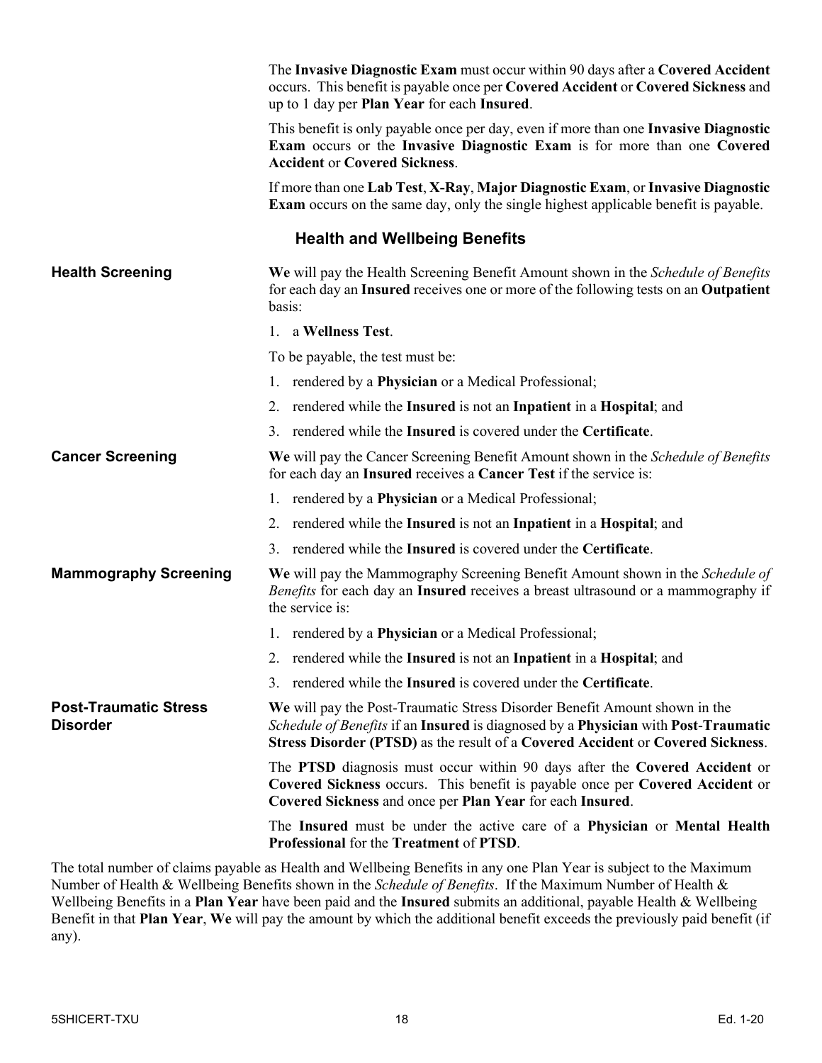The **Invasive Diagnostic Exam** must occur within 90 days after a **Covered Accident** occurs. This benefit is payable once per **Covered Accident** or **Covered Sickness** and up to 1 day per **Plan Year** for each **Insured**.

This benefit is only payable once per day, even if more than one **Invasive Diagnostic Exam** occurs or the **Invasive Diagnostic Exam** is for more than one **Covered Accident** or **Covered Sickness**.

If more than one **Lab Test**, **X-Ray**, **Major Diagnostic Exam**, or **Invasive Diagnostic Exam** occurs on the same day, only the single highest applicable benefit is payable.

## Health and Wellbeing Benefits

**Health Screening**

**We** will pay the Health Screening Benefit Amount shown in the *Schedule of Benefits* for each day an **Insured** receives one or more of the following tests on an **Outpatient** basis:

1. a **Wellness Test**.

To be payable, the test must be:

1. rendered by a **Physician** or a Medical Professional;
2. rendered while the **Insured** is not an **Inpatient** in a **Hospital**; and
3. rendered while the **Insured** is covered under the **Certificate**.

**Cancer Screening**

**We** will pay the Cancer Screening Benefit Amount shown in the *Schedule of Benefits* for each day an **Insured** receives a **Cancer Test** if the service is:

1. rendered by a **Physician** or a Medical Professional;
2. rendered while the **Insured** is not an **Inpatient** in a **Hospital**; and
3. rendered while the **Insured** is covered under the **Certificate**.

**Mammography Screening**

**We** will pay the Mammography Screening Benefit Amount shown in the *Schedule of Benefits* for each day an **Insured** receives a breast ultrasound or a mammography if the service is:

1. rendered by a **Physician** or a Medical Professional;
2. rendered while the **Insured** is not an **Inpatient** in a **Hospital**; and
3. rendered while the **Insured** is covered under the **Certificate**.

**Post-Traumatic Stress Disorder**

**We** will pay the Post-Traumatic Stress Disorder Benefit Amount shown in the *Schedule of Benefits* if an **Insured** is diagnosed by a **Physician** with **Post-Traumatic Stress Disorder (PTSD)** as the result of a **Covered Accident** or **Covered Sickness**.

The **PTSD** diagnosis must occur within 90 days after the **Covered Accident** or **Covered Sickness** occurs. This benefit is payable once per **Covered Accident** or **Covered Sickness** and once per **Plan Year** for each **Insured**.

The **Insured** must be under the active care of a **Physician** or **Mental Health Professional** for the **Treatment** of **PTSD**.

The total number of claims payable as Health and Wellbeing Benefits in any one Plan Year is subject to the Maximum Number of Health & Wellbeing Benefits shown in the *Schedule of Benefits*. If the Maximum Number of Health & Wellbeing Benefits in a **Plan Year** have been paid and the **Insured** submits an additional, payable Health & Wellbeing Benefit in that **Plan Year**, **We** will pay the amount by which the additional benefit exceeds the previously paid benefit (if any).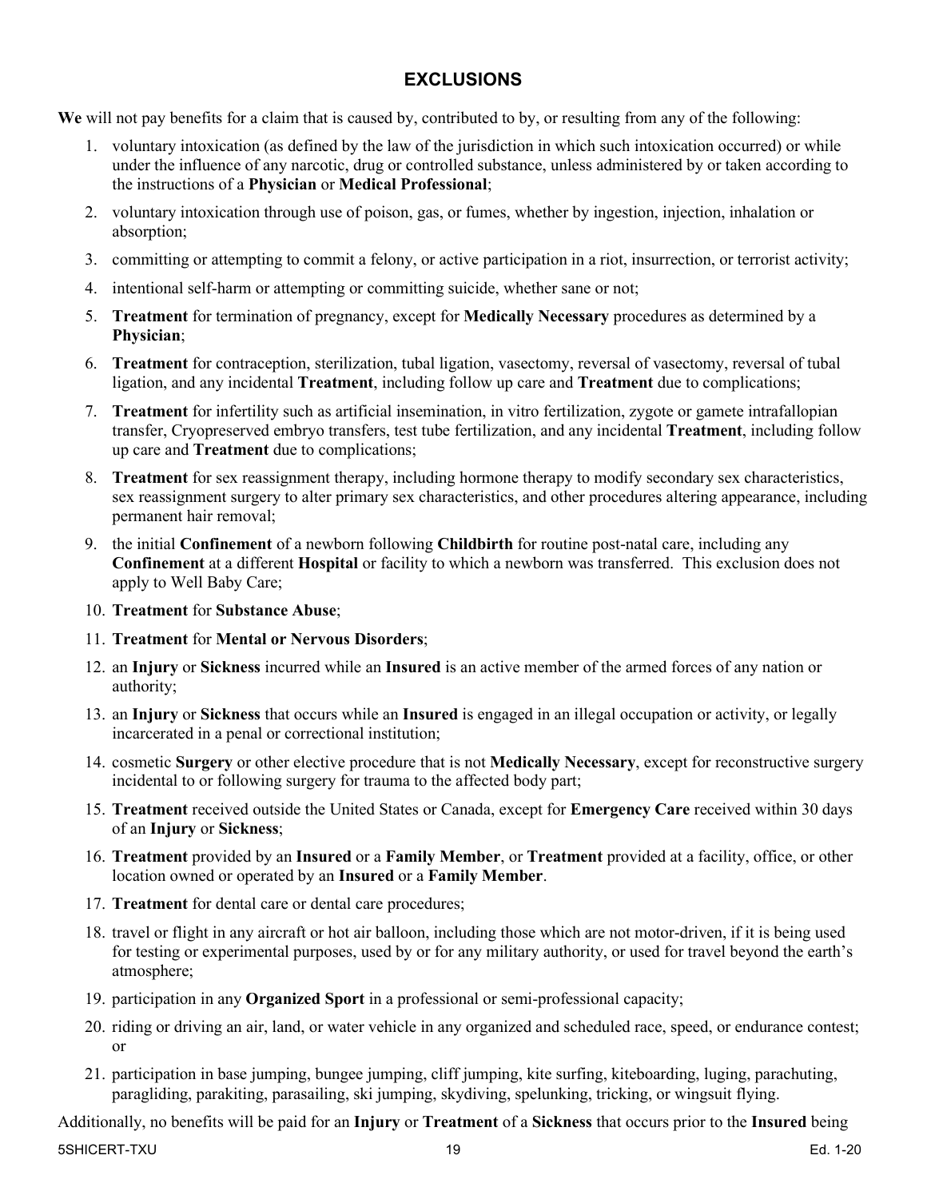## EXCLUSIONS

**We** will not pay benefits for a claim that is caused by, contributed to by, or resulting from any of the following:

1. voluntary intoxication (as defined by the law of the jurisdiction in which such intoxication occurred) or while under the influence of any narcotic, drug or controlled substance, unless administered by or taken according to the instructions of a **Physician** or **Medical Professional**;
2. voluntary intoxication through use of poison, gas, or fumes, whether by ingestion, injection, inhalation or absorption;
3. committing or attempting to commit a felony, or active participation in a riot, insurrection, or terrorist activity;
4. intentional self-harm or attempting or committing suicide, whether sane or not;
5. **Treatment** for termination of pregnancy, except for **Medically Necessary** procedures as determined by a **Physician**;
6. **Treatment** for contraception, sterilization, tubal ligation, vasectomy, reversal of vasectomy, reversal of tubal ligation, and any incidental **Treatment**, including follow up care and **Treatment** due to complications;
7. **Treatment** for infertility such as artificial insemination, in vitro fertilization, zygote or gamete intrafallopian transfer, Cryopreserved embryo transfers, test tube fertilization, and any incidental **Treatment**, including follow up care and **Treatment** due to complications;
8. **Treatment** for sex reassignment therapy, including hormone therapy to modify secondary sex characteristics, sex reassignment surgery to alter primary sex characteristics, and other procedures altering appearance, including permanent hair removal;
9. the initial **Confinement** of a newborn following **Childbirth** for routine post-natal care, including any **Confinement** at a different **Hospital** or facility to which a newborn was transferred. This exclusion does not apply to Well Baby Care;
10. **Treatment** for **Substance Abuse**;
11. **Treatment** for **Mental or Nervous Disorders**;
12. an **Injury** or **Sickness** incurred while an **Insured** is an active member of the armed forces of any nation or authority;
13. an **Injury** or **Sickness** that occurs while an **Insured** is engaged in an illegal occupation or activity, or legally incarcerated in a penal or correctional institution;
14. cosmetic **Surgery** or other elective procedure that is not **Medically Necessary**, except for reconstructive surgery incidental to or following surgery for trauma to the affected body part;
15. **Treatment** received outside the United States or Canada, except for **Emergency Care** received within 30 days of an **Injury** or **Sickness**;
16. **Treatment** provided by an **Insured** or a **Family Member**, or **Treatment** provided at a facility, office, or other location owned or operated by an **Insured** or a **Family Member**.
17. **Treatment** for dental care or dental care procedures;
18. travel or flight in any aircraft or hot air balloon, including those which are not motor-driven, if it is being used for testing or experimental purposes, used by or for any military authority, or used for travel beyond the earth's atmosphere;
19. participation in any **Organized Sport** in a professional or semi-professional capacity;
20. riding or driving an air, land, or water vehicle in any organized and scheduled race, speed, or endurance contest; or
21. participation in base jumping, bungee jumping, cliff jumping, kite surfing, kiteboarding, luging, parachuting, paragliding, parakiting, parasailing, ski jumping, skydiving, spelunking, tricking, or wingsuit flying.

Additionally, no benefits will be paid for an **Injury** or **Treatment** of a **Sickness** that occurs prior to the **Insured** being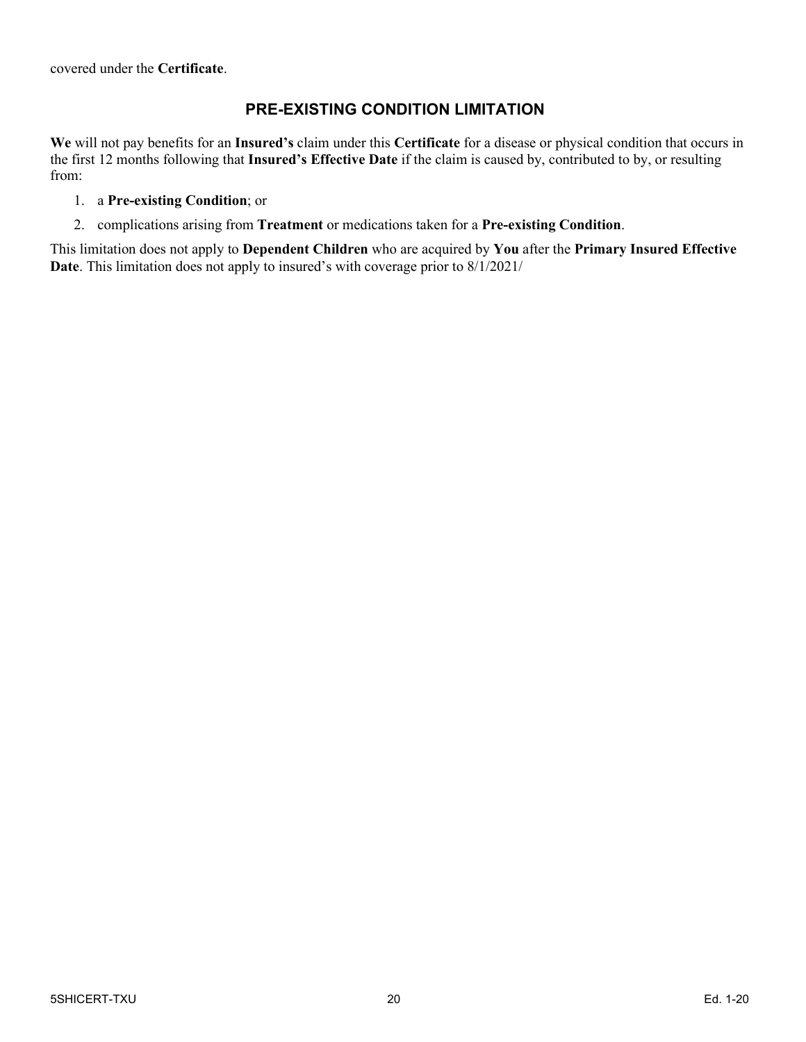covered under the **Certificate**.

## PRE-EXISTING CONDITION LIMITATION

**We** will not pay benefits for an **Insured's** claim under this **Certificate** for a disease or physical condition that occurs in the first 12 months following that **Insured's Effective Date** if the claim is caused by, contributed to by, or resulting from:

1. a **Pre-existing Condition**; or
2. complications arising from **Treatment** or medications taken for a **Pre-existing Condition**.

This limitation does not apply to **Dependent Children** who are acquired by **You** after the **Primary Insured Effective Date**. This limitation does not apply to insured's with coverage prior to 8/1/2021/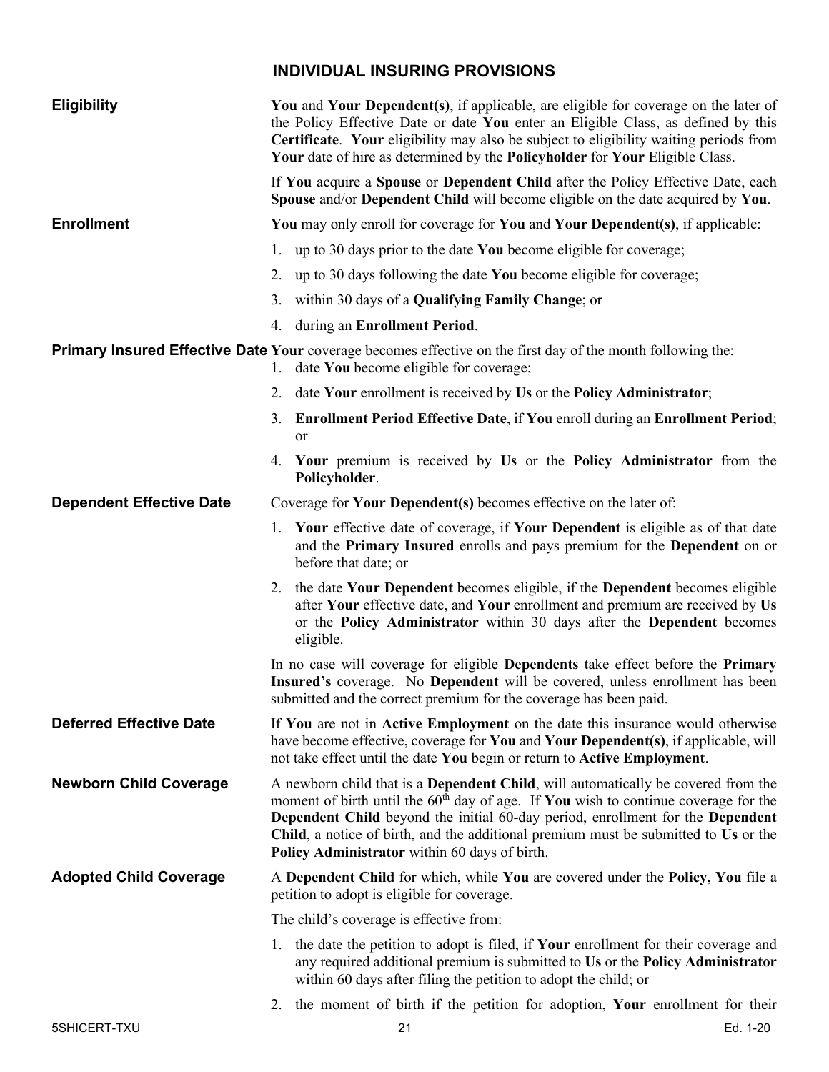# INDIVIDUAL INSURING PROVISIONS

**Eligibility**

**You** and **Your Dependent(s)**, if applicable, are eligible for coverage on the later of the Policy Effective Date or date **You** enter an Eligible Class, as defined by this **Certificate**. **Your** eligibility may also be subject to eligibility waiting periods from **Your** date of hire as determined by the **Policyholder** for **Your** Eligible Class.

If **You** acquire a **Spouse** or **Dependent Child** after the Policy Effective Date, each **Spouse** and/or **Dependent Child** will become eligible on the date acquired by **You**.

**Enrollment**

**You** may only enroll for coverage for **You** and **Your Dependent(s)**, if applicable:

1. up to 30 days prior to the date **You** become eligible for coverage;
2. up to 30 days following the date **You** become eligible for coverage;
3. within 30 days of a **Qualifying Family Change**; or
4. during an **Enrollment Period**.

**Primary Insured Effective Date**

**Your** coverage becomes effective on the first day of the month following the:

1. date **You** become eligible for coverage;
2. date **Your** enrollment is received by **Us** or the **Policy Administrator**;
3. **Enrollment Period Effective Date**, if **You** enroll during an **Enrollment Period**; or
4. **Your** premium is received by **Us** or the **Policy Administrator** from the **Policyholder**.

**Dependent Effective Date**

Coverage for **Your Dependent(s)** becomes effective on the later of:

1. **Your** effective date of coverage, if **Your Dependent** is eligible as of that date and the **Primary Insured** enrolls and pays premium for the **Dependent** on or before that date; or
2. the date **Your Dependent** becomes eligible, if the **Dependent** becomes eligible after **Your** effective date, and **Your** enrollment and premium are received by **Us** or the **Policy Administrator** within 30 days after the **Dependent** becomes eligible.

In no case will coverage for eligible **Dependents** take effect before the **Primary Insured's** coverage. No **Dependent** will be covered, unless enrollment has been submitted and the correct premium for the coverage has been paid.

**Deferred Effective Date**

If **You** are not in **Active Employment** on the date this insurance would otherwise have become effective, coverage for **You** and **Your Dependent(s)**, if applicable, will not take effect until the date **You** begin or return to **Active Employment**.

**Newborn Child Coverage**

A newborn child that is a **Dependent Child**, will automatically be covered from the moment of birth until the 60th day of age. If **You** wish to continue coverage for the **Dependent Child** beyond the initial 60-day period, enrollment for the **Dependent Child**, a notice of birth, and the additional premium must be submitted to **Us** or the **Policy Administrator** within 60 days of birth.

**Adopted Child Coverage**

A **Dependent Child** for which, while **You** are covered under the **Policy, You** file a petition to adopt is eligible for coverage.

The child's coverage is effective from:

1. the date the petition to adopt is filed, if **Your** enrollment for their coverage and any required additional premium is submitted to **Us** or the **Policy Administrator** within 60 days after filing the petition to adopt the child; or
2. the moment of birth if the petition for adoption, **Your** enrollment for their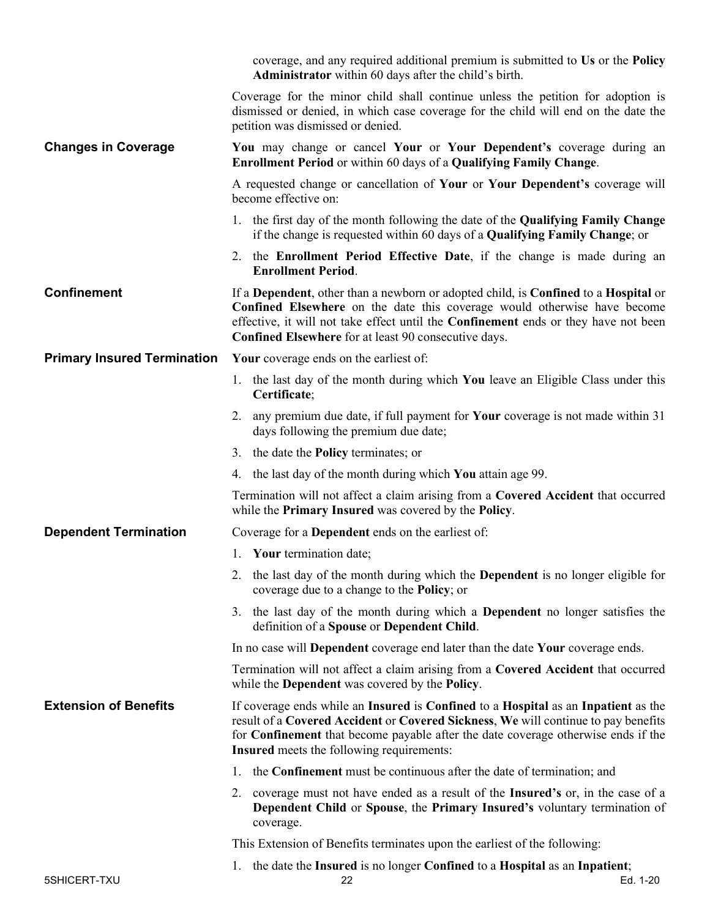coverage, and any required additional premium is submitted to **Us** or the **Policy Administrator** within 60 days after the child's birth.

Coverage for the minor child shall continue unless the petition for adoption is dismissed or denied, in which case coverage for the child will end on the date the petition was dismissed or denied.

**Changes in Coverage**

**You** may change or cancel **Your** or **Your Dependent's** coverage during an **Enrollment Period** or within 60 days of a **Qualifying Family Change**.

A requested change or cancellation of **Your** or **Your Dependent's** coverage will become effective on:

1. the first day of the month following the date of the **Qualifying Family Change** if the change is requested within 60 days of a **Qualifying Family Change**; or
2. the **Enrollment Period Effective Date**, if the change is made during an **Enrollment Period**.

**Confinement**

If a **Dependent**, other than a newborn or adopted child, is **Confined** to a **Hospital** or **Confined Elsewhere** on the date this coverage would otherwise have become effective, it will not take effect until the **Confinement** ends or they have not been **Confined Elsewhere** for at least 90 consecutive days.

**Primary Insured Termination**

**Your** coverage ends on the earliest of:

1. the last day of the month during which **You** leave an Eligible Class under this **Certificate**;
2. any premium due date, if full payment for **Your** coverage is not made within 31 days following the premium due date;
3. the date the **Policy** terminates; or
4. the last day of the month during which **You** attain age 99.

Termination will not affect a claim arising from a **Covered Accident** that occurred while the **Primary Insured** was covered by the **Policy**.

**Dependent Termination**

Coverage for a **Dependent** ends on the earliest of:

1. **Your** termination date;
2. the last day of the month during which the **Dependent** is no longer eligible for coverage due to a change to the **Policy**; or
3. the last day of the month during which a **Dependent** no longer satisfies the definition of a **Spouse** or **Dependent Child**.

In no case will **Dependent** coverage end later than the date **Your** coverage ends.

Termination will not affect a claim arising from a **Covered Accident** that occurred while the **Dependent** was covered by the **Policy**.

**Extension of Benefits**

If coverage ends while an **Insured** is **Confined** to a **Hospital** as an **Inpatient** as the result of a **Covered Accident** or **Covered Sickness**, **We** will continue to pay benefits for **Confinement** that become payable after the date coverage otherwise ends if the **Insured** meets the following requirements:

1. the **Confinement** must be continuous after the date of termination; and
2. coverage must not have ended as a result of the **Insured's** or, in the case of a **Dependent Child** or **Spouse**, the **Primary Insured's** voluntary termination of coverage.

This Extension of Benefits terminates upon the earliest of the following:

1. the date the **Insured** is no longer **Confined** to a **Hospital** as an **Inpatient**;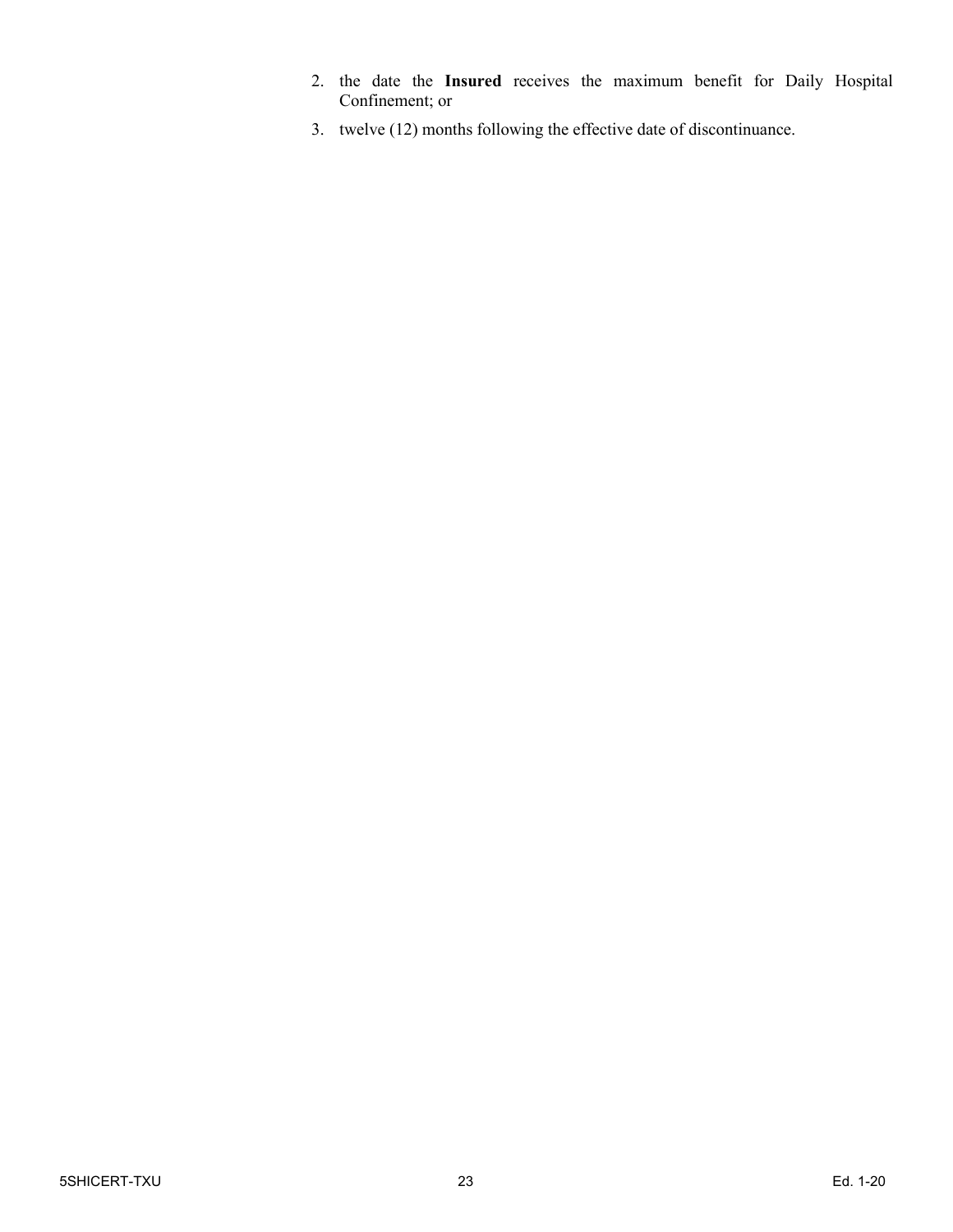2. the date the **Insured** receives the maximum benefit for Daily Hospital Confinement; or
3. twelve (12) months following the effective date of discontinuance.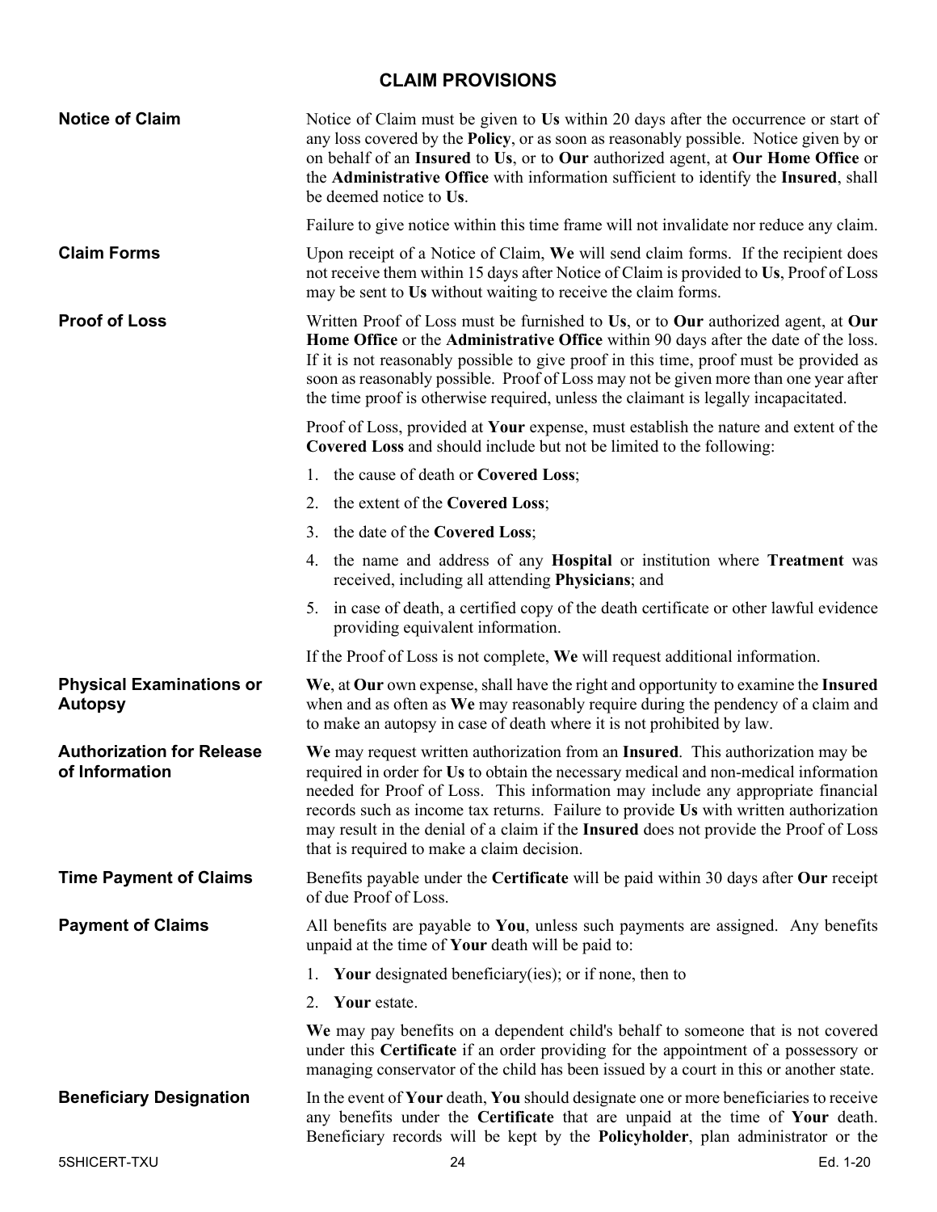# CLAIM PROVISIONS

**Notice of Claim**

Notice of Claim must be given to **Us** within 20 days after the occurrence or start of any loss covered by the **Policy**, or as soon as reasonably possible. Notice given by or on behalf of an **Insured** to **Us**, or to **Our** authorized agent, at **Our Home Office** or the **Administrative Office** with information sufficient to identify the **Insured**, shall be deemed notice to **Us**.

Failure to give notice within this time frame will not invalidate nor reduce any claim.

**Claim Forms**

Upon receipt of a Notice of Claim, **We** will send claim forms. If the recipient does not receive them within 15 days after Notice of Claim is provided to **Us**, Proof of Loss may be sent to **Us** without waiting to receive the claim forms.

**Proof of Loss**

Written Proof of Loss must be furnished to **Us**, or to **Our** authorized agent, at **Our Home Office** or the **Administrative Office** within 90 days after the date of the loss. If it is not reasonably possible to give proof in this time, proof must be provided as soon as reasonably possible. Proof of Loss may not be given more than one year after the time proof is otherwise required, unless the claimant is legally incapacitated.

Proof of Loss, provided at **Your** expense, must establish the nature and extent of the **Covered Loss** and should include but not be limited to the following:

1. the cause of death or **Covered Loss**;
2. the extent of the **Covered Loss**;
3. the date of the **Covered Loss**;
4. the name and address of any **Hospital** or institution where **Treatment** was received, including all attending **Physicians**; and
5. in case of death, a certified copy of the death certificate or other lawful evidence providing equivalent information.

If the Proof of Loss is not complete, **We** will request additional information.

**Physical Examinations or Autopsy**

**We**, at **Our** own expense, shall have the right and opportunity to examine the **Insured** when and as often as **We** may reasonably require during the pendency of a claim and to make an autopsy in case of death where it is not prohibited by law.

**Authorization for Release of Information**

**We** may request written authorization from an **Insured**. This authorization may be required in order for **Us** to obtain the necessary medical and non-medical information needed for Proof of Loss. This information may include any appropriate financial records such as income tax returns. Failure to provide **Us** with written authorization may result in the denial of a claim if the **Insured** does not provide the Proof of Loss that is required to make a claim decision.

**Time Payment of Claims**

Benefits payable under the **Certificate** will be paid within 30 days after **Our** receipt of due Proof of Loss.

**Payment of Claims**

All benefits are payable to **You**, unless such payments are assigned. Any benefits unpaid at the time of **Your** death will be paid to:

1. **Your** designated beneficiary(ies); or if none, then to
2. **Your** estate.

**We** may pay benefits on a dependent child's behalf to someone that is not covered under this **Certificate** if an order providing for the appointment of a possessory or managing conservator of the child has been issued by a court in this or another state.

**Beneficiary Designation**

In the event of **Your** death, **You** should designate one or more beneficiaries to receive any benefits under the **Certificate** that are unpaid at the time of **Your** death. Beneficiary records will be kept by the **Policyholder**, plan administrator or the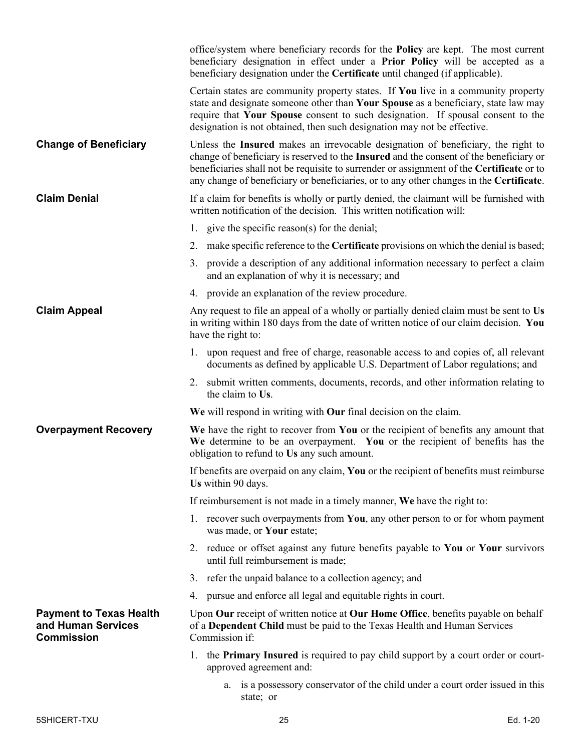office/system where beneficiary records for the **Policy** are kept. The most current beneficiary designation in effect under a **Prior Policy** will be accepted as a beneficiary designation under the **Certificate** until changed (if applicable).

Certain states are community property states. If **You** live in a community property state and designate someone other than **Your Spouse** as a beneficiary, state law may require that **Your Spouse** consent to such designation. If spousal consent to the designation is not obtained, then such designation may not be effective.

**Change of Beneficiary**

Unless the **Insured** makes an irrevocable designation of beneficiary, the right to change of beneficiary is reserved to the **Insured** and the consent of the beneficiary or beneficiaries shall not be requisite to surrender or assignment of the **Certificate** or to any change of beneficiary or beneficiaries, or to any other changes in the **Certificate**.

**Claim Denial**

If a claim for benefits is wholly or partly denied, the claimant will be furnished with written notification of the decision. This written notification will:

1. give the specific reason(s) for the denial;
2. make specific reference to the **Certificate** provisions on which the denial is based;
3. provide a description of any additional information necessary to perfect a claim and an explanation of why it is necessary; and
4. provide an explanation of the review procedure.

**Claim Appeal**

Any request to file an appeal of a wholly or partially denied claim must be sent to **Us** in writing within 180 days from the date of written notice of our claim decision. **You** have the right to:

1. upon request and free of charge, reasonable access to and copies of, all relevant documents as defined by applicable U.S. Department of Labor regulations; and
2. submit written comments, documents, records, and other information relating to the claim to **Us**.

**We** will respond in writing with **Our** final decision on the claim.

**Overpayment Recovery**

**We** have the right to recover from **You** or the recipient of benefits any amount that **We** determine to be an overpayment. **You** or the recipient of benefits has the obligation to refund to **Us** any such amount.

If benefits are overpaid on any claim, **You** or the recipient of benefits must reimburse **Us** within 90 days.

If reimbursement is not made in a timely manner, **We** have the right to:

1. recover such overpayments from **You**, any other person to or for whom payment was made, or **Your** estate;
2. reduce or offset against any future benefits payable to **You** or **Your** survivors until full reimbursement is made;
3. refer the unpaid balance to a collection agency; and
4. pursue and enforce all legal and equitable rights in court.

**Payment to Texas Health and Human Services Commission**

Upon **Our** receipt of written notice at **Our Home Office**, benefits payable on behalf of a **Dependent Child** must be paid to the Texas Health and Human Services Commission if:

1. the **Primary Insured** is required to pay child support by a court order or court-approved agreement and:
   a. is a possessory conservator of the child under a court order issued in this state; or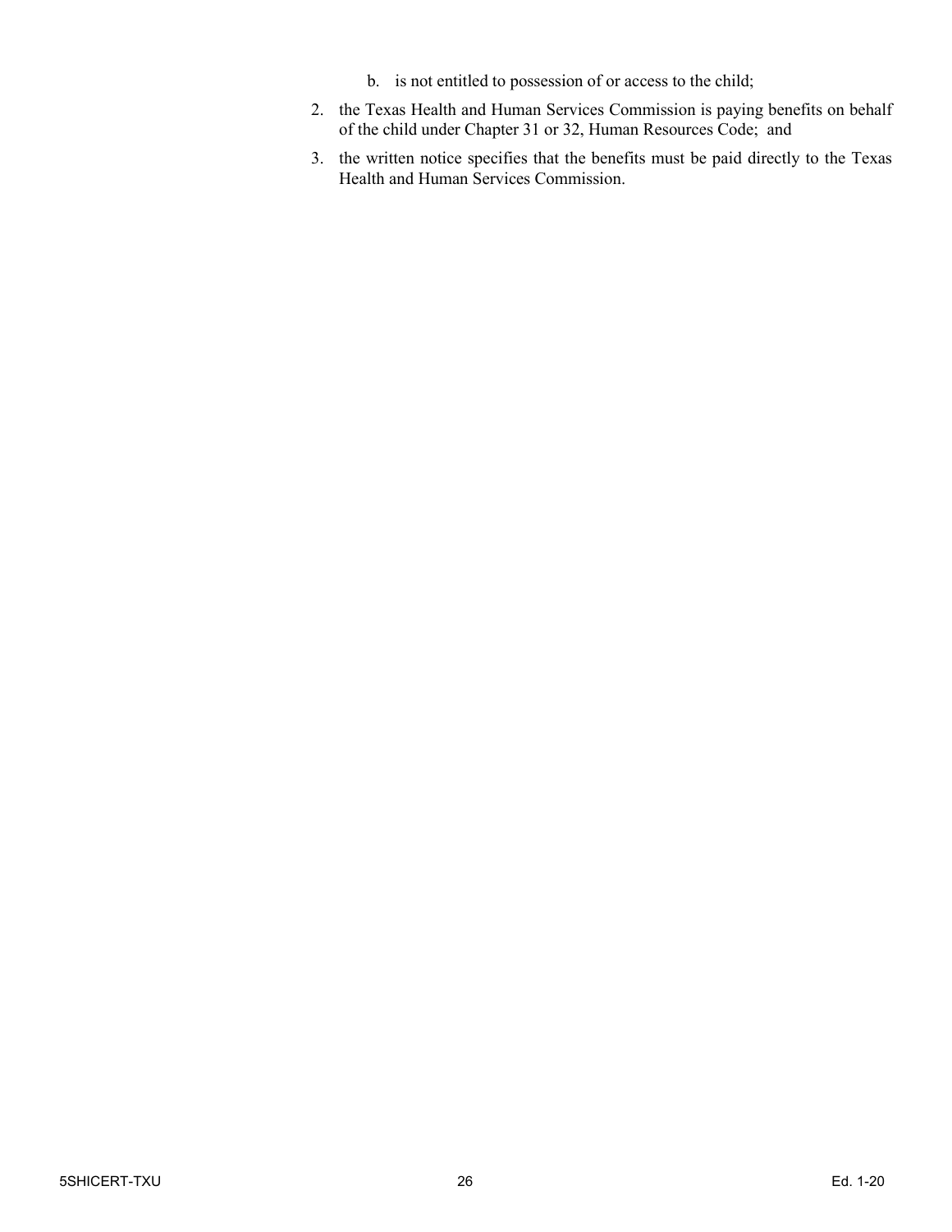b. is not entitled to possession of or access to the child;

2. the Texas Health and Human Services Commission is paying benefits on behalf of the child under Chapter 31 or 32, Human Resources Code; and
3. the written notice specifies that the benefits must be paid directly to the Texas Health and Human Services Commission.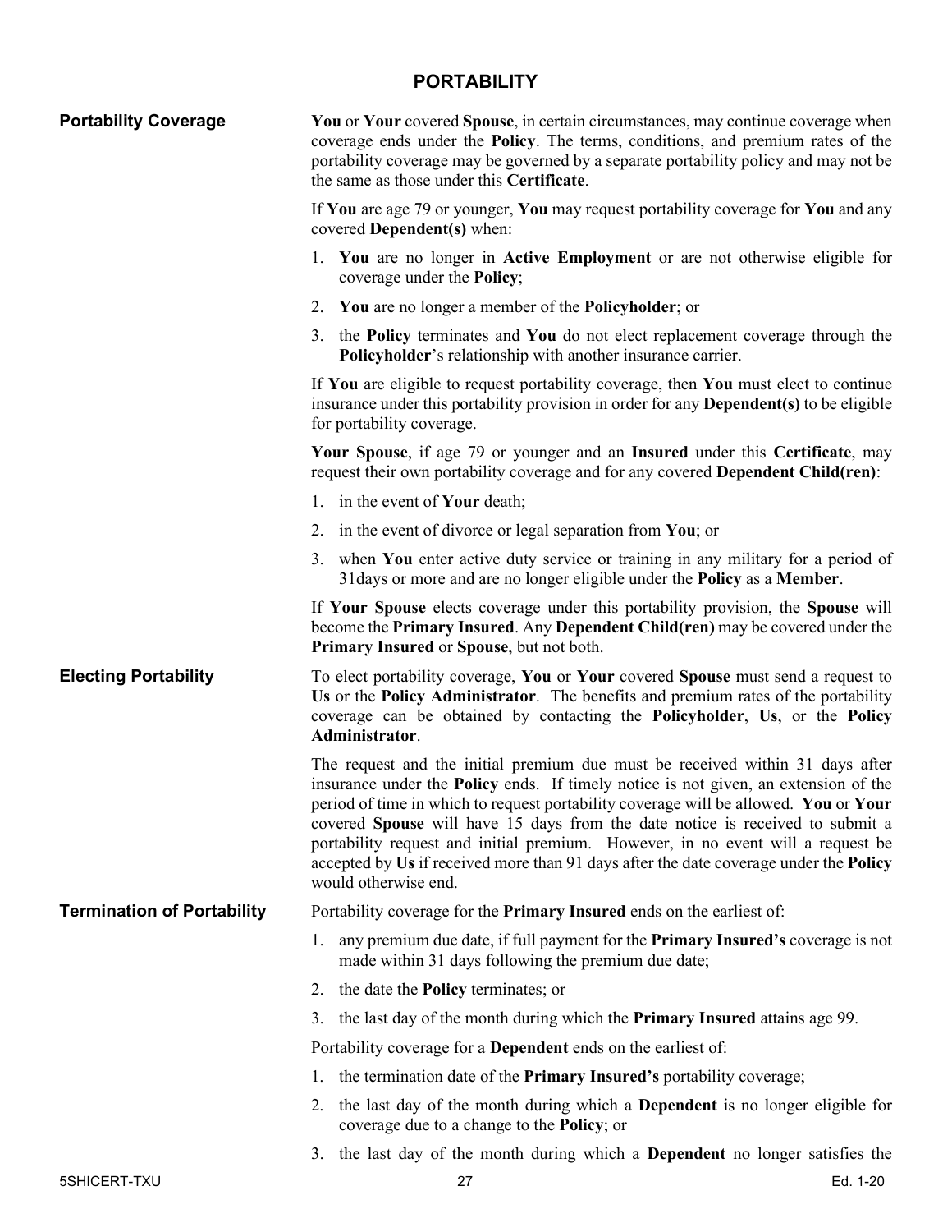## PORTABILITY

**Portability Coverage**

**You** or **Your** covered **Spouse**, in certain circumstances, may continue coverage when coverage ends under the **Policy**. The terms, conditions, and premium rates of the portability coverage may be governed by a separate portability policy and may not be the same as those under this **Certificate**.

If **You** are age 79 or younger, **You** may request portability coverage for **You** and any covered **Dependent(s)** when:

1. **You** are no longer in **Active Employment** or are not otherwise eligible for coverage under the **Policy**;
2. **You** are no longer a member of the **Policyholder**; or
3. the **Policy** terminates and **You** do not elect replacement coverage through the **Policyholder**'s relationship with another insurance carrier.

If **You** are eligible to request portability coverage, then **You** must elect to continue insurance under this portability provision in order for any **Dependent(s)** to be eligible for portability coverage.

**Your Spouse**, if age 79 or younger and an **Insured** under this **Certificate**, may request their own portability coverage and for any covered **Dependent Child(ren)**:

1. in the event of **Your** death;
2. in the event of divorce or legal separation from **You**; or
3. when **You** enter active duty service or training in any military for a period of 31days or more and are no longer eligible under the **Policy** as a **Member**.

If **Your Spouse** elects coverage under this portability provision, the **Spouse** will become the **Primary Insured**. Any **Dependent Child(ren)** may be covered under the **Primary Insured** or **Spouse**, but not both.

**Electing Portability**

To elect portability coverage, **You** or **Your** covered **Spouse** must send a request to **Us** or the **Policy Administrator**. The benefits and premium rates of the portability coverage can be obtained by contacting the **Policyholder**, **Us**, or the **Policy Administrator**.

The request and the initial premium due must be received within 31 days after insurance under the **Policy** ends. If timely notice is not given, an extension of the period of time in which to request portability coverage will be allowed. **You** or **Your** covered **Spouse** will have 15 days from the date notice is received to submit a portability request and initial premium. However, in no event will a request be accepted by **Us** if received more than 91 days after the date coverage under the **Policy** would otherwise end.

**Termination of Portability**

Portability coverage for the **Primary Insured** ends on the earliest of:

1. any premium due date, if full payment for the **Primary Insured's** coverage is not made within 31 days following the premium due date;
2. the date the **Policy** terminates; or
3. the last day of the month during which the **Primary Insured** attains age 99.

Portability coverage for a **Dependent** ends on the earliest of:

1. the termination date of the **Primary Insured's** portability coverage;
2. the last day of the month during which a **Dependent** is no longer eligible for coverage due to a change to the **Policy**; or
3. the last day of the month during which a **Dependent** no longer satisfies the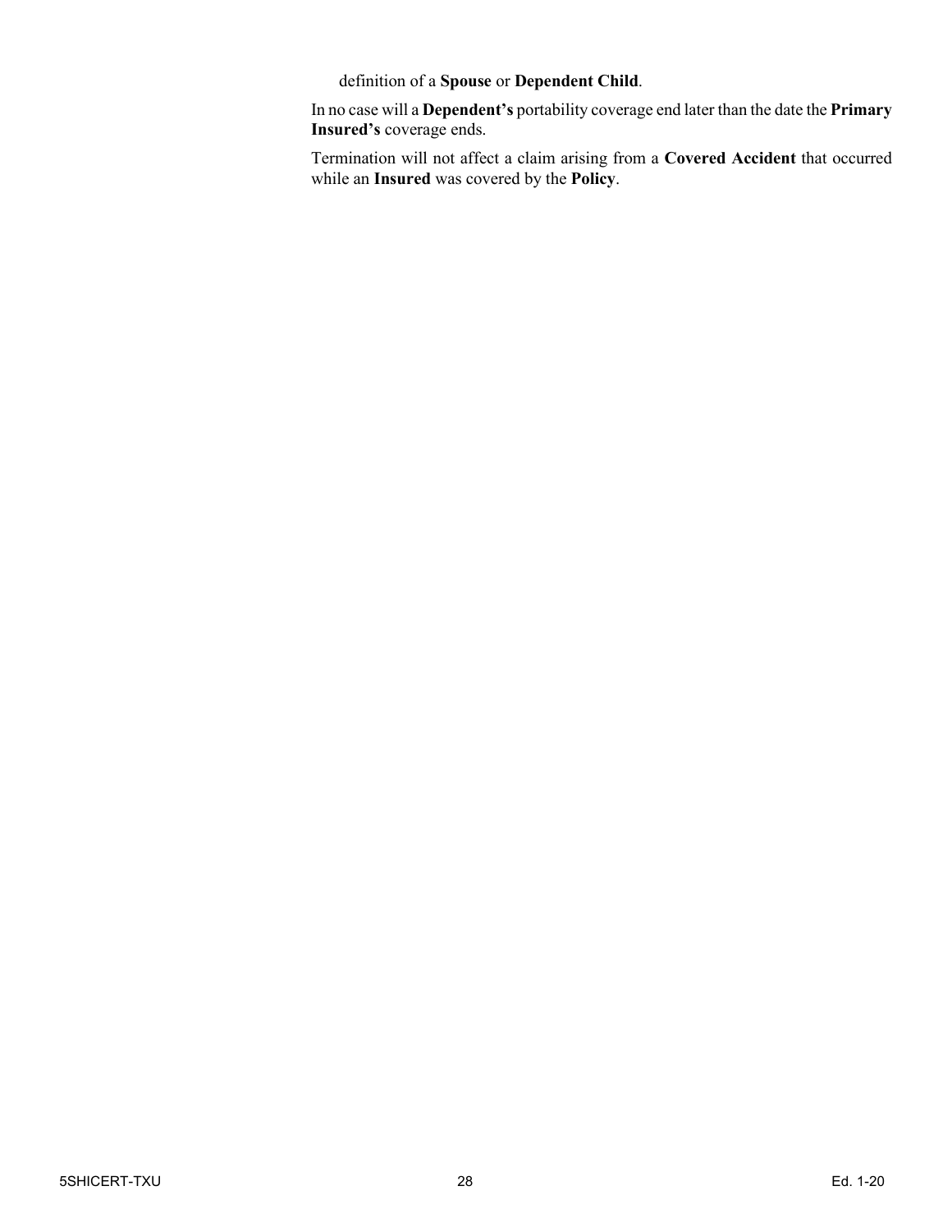definition of a **Spouse** or **Dependent Child**.

In no case will a **Dependent's** portability coverage end later than the date the **Primary Insured's** coverage ends.

Termination will not affect a claim arising from a **Covered Accident** that occurred while an **Insured** was covered by the **Policy**.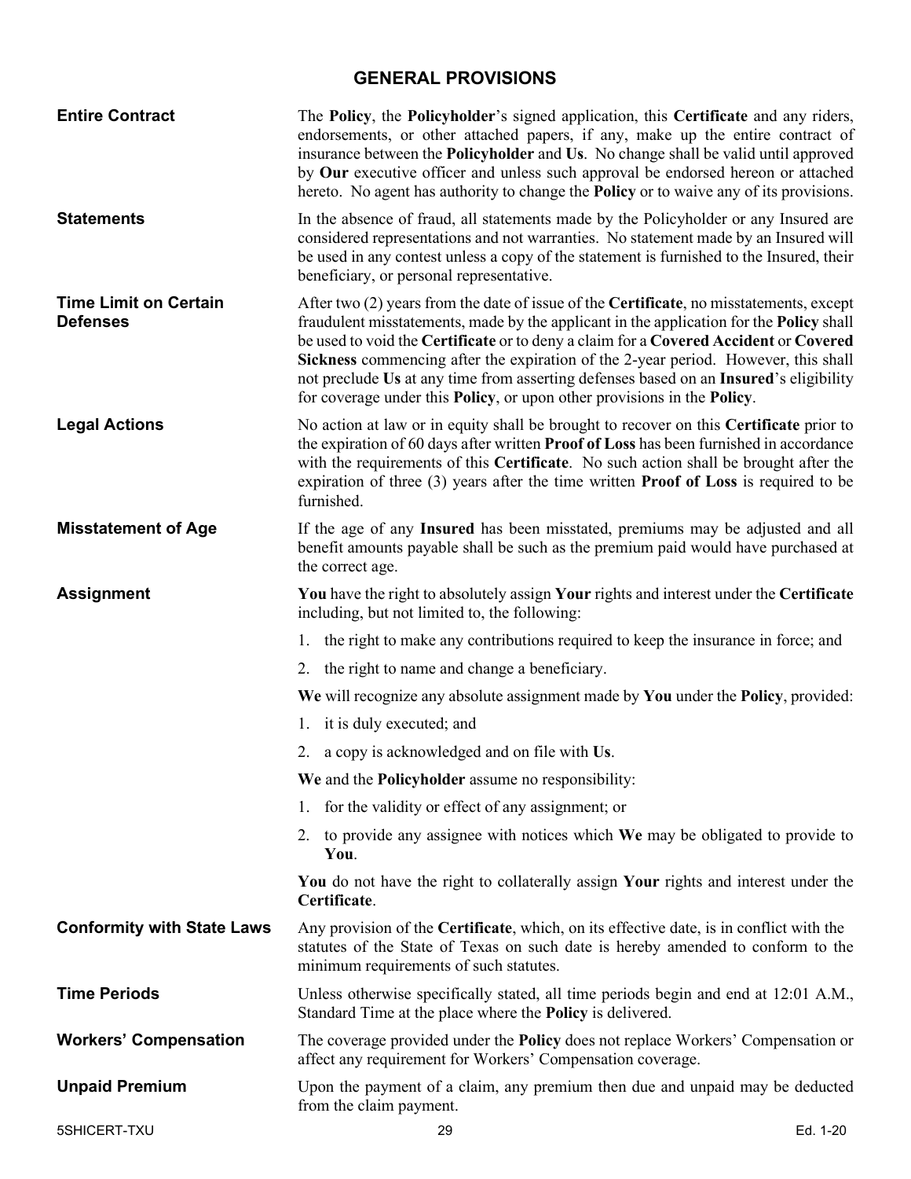# GENERAL PROVISIONS

**Entire Contract**

The **Policy**, the **Policyholder**'s signed application, this **Certificate** and any riders, endorsements, or other attached papers, if any, make up the entire contract of insurance between the **Policyholder** and **Us**. No change shall be valid until approved by **Our** executive officer and unless such approval be endorsed hereon or attached hereto. No agent has authority to change the **Policy** or to waive any of its provisions.

**Statements**

In the absence of fraud, all statements made by the Policyholder or any Insured are considered representations and not warranties. No statement made by an Insured will be used in any contest unless a copy of the statement is furnished to the Insured, their beneficiary, or personal representative.

**Time Limit on Certain Defenses**

After two (2) years from the date of issue of the **Certificate**, no misstatements, except fraudulent misstatements, made by the applicant in the application for the **Policy** shall be used to void the **Certificate** or to deny a claim for a **Covered Accident** or **Covered Sickness** commencing after the expiration of the 2-year period. However, this shall not preclude **Us** at any time from asserting defenses based on an **Insured**'s eligibility for coverage under this **Policy**, or upon other provisions in the **Policy**.

**Legal Actions**

No action at law or in equity shall be brought to recover on this **Certificate** prior to the expiration of 60 days after written **Proof of Loss** has been furnished in accordance with the requirements of this **Certificate**. No such action shall be brought after the expiration of three (3) years after the time written **Proof of Loss** is required to be furnished.

**Misstatement of Age**

If the age of any **Insured** has been misstated, premiums may be adjusted and all benefit amounts payable shall be such as the premium paid would have purchased at the correct age.

**Assignment**

**You** have the right to absolutely assign **Your** rights and interest under the **Certificate** including, but not limited to, the following:

1. the right to make any contributions required to keep the insurance in force; and
2. the right to name and change a beneficiary.

**We** will recognize any absolute assignment made by **You** under the **Policy**, provided:

1. it is duly executed; and
2. a copy is acknowledged and on file with **Us**.

**We** and the **Policyholder** assume no responsibility:

1. for the validity or effect of any assignment; or
2. to provide any assignee with notices which **We** may be obligated to provide to **You**.

**You** do not have the right to collaterally assign **Your** rights and interest under the **Certificate**.

**Conformity with State Laws**

Any provision of the **Certificate**, which, on its effective date, is in conflict with the statutes of the State of Texas on such date is hereby amended to conform to the minimum requirements of such statutes.

**Time Periods**

Unless otherwise specifically stated, all time periods begin and end at 12:01 A.M., Standard Time at the place where the **Policy** is delivered.

**Workers' Compensation**

The coverage provided under the **Policy** does not replace Workers' Compensation or affect any requirement for Workers' Compensation coverage.

**Unpaid Premium**

Upon the payment of a claim, any premium then due and unpaid may be deducted from the claim payment.

5SHICERT-TXU Ed. 1-20